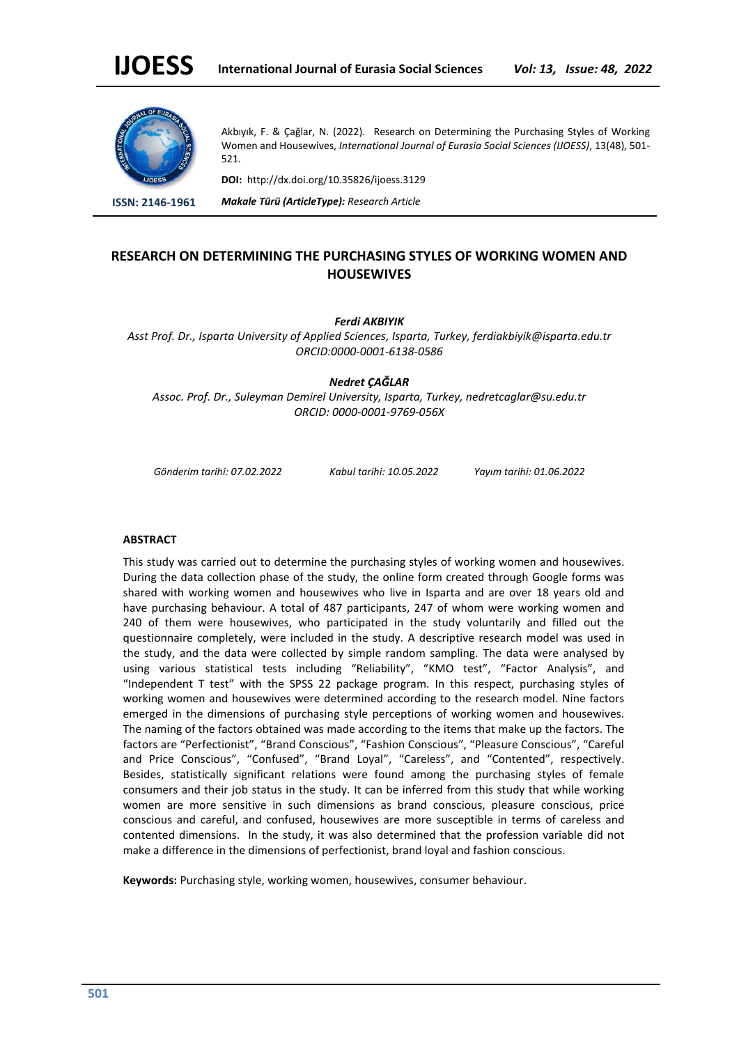Akbıyık, F. & Çağlar, N. (2022). Research on Determining the Purchasing Styles of Working Women and Housewives, *International Journal of Eurasia Social Sciences (IJOESS)*, 13(48), 501-521.

**DOI:** http://dx.doi.org/10.35826/ijoess.3129

**ISSN: 2146-1961**

***Makale Türü (ArticleType): Research Article***

# RESEARCH ON DETERMINING THE PURCHASING STYLES OF WORKING WOMEN AND HOUSEWIVES

***Ferdi AKBIYIK***

*Asst Prof. Dr., Isparta University of Applied Sciences, Isparta, Turkey, ferdiakbiyik@isparta.edu.tr ORCID:0000-0001-6138-0586*

***Nedret ÇAĞLAR***

*Assoc. Prof. Dr., Suleyman Demirel University, Isparta, Turkey, nedretcaglar@su.edu.tr ORCID: 0000-0001-9769-056X*

*Gönderim tarihi: 07.02.2022* *Kabul tarihi: 10.05.2022* *Yayım tarihi: 01.06.2022*

## ABSTRACT

This study was carried out to determine the purchasing styles of working women and housewives. During the data collection phase of the study, the online form created through Google forms was shared with working women and housewives who live in Isparta and are over 18 years old and have purchasing behaviour. A total of 487 participants, 247 of whom were working women and 240 of them were housewives, who participated in the study voluntarily and filled out the questionnaire completely, were included in the study. A descriptive research model was used in the study, and the data were collected by simple random sampling. The data were analysed by using various statistical tests including "Reliability", "KMO test", "Factor Analysis", and "Independent T test" with the SPSS 22 package program. In this respect, purchasing styles of working women and housewives were determined according to the research model. Nine factors emerged in the dimensions of purchasing style perceptions of working women and housewives. The naming of the factors obtained was made according to the items that make up the factors. The factors are "Perfectionist", "Brand Conscious", "Fashion Conscious", "Pleasure Conscious", "Careful and Price Conscious", "Confused", "Brand Loyal", "Careless", and "Contented", respectively. Besides, statistically significant relations were found among the purchasing styles of female consumers and their job status in the study. It can be inferred from this study that while working women are more sensitive in such dimensions as brand conscious, pleasure conscious, price conscious and careful, and confused, housewives are more susceptible in terms of careless and contented dimensions. In the study, it was also determined that the profession variable did not make a difference in the dimensions of perfectionist, brand loyal and fashion conscious.

**Keywords:** Purchasing style, working women, housewives, consumer behaviour.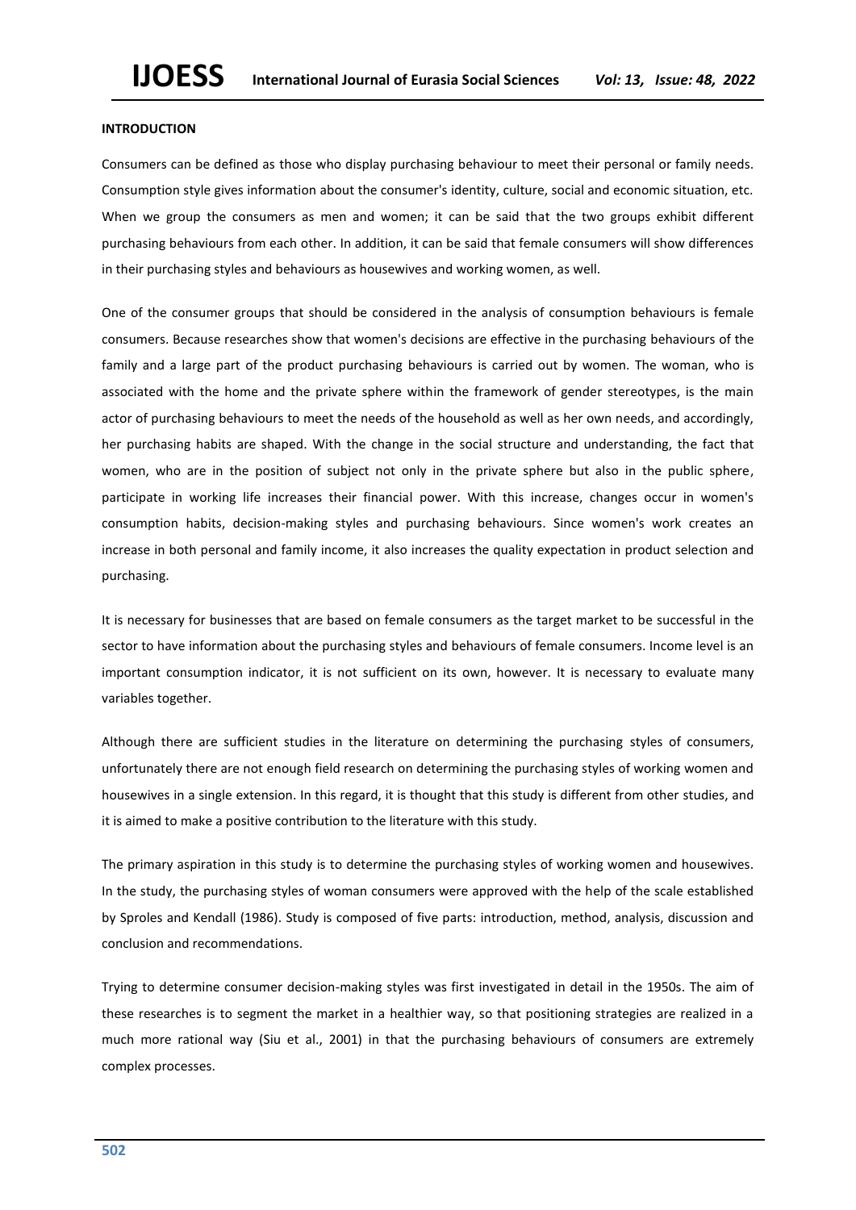**INTRODUCTION**

Consumers can be defined as those who display purchasing behaviour to meet their personal or family needs. Consumption style gives information about the consumer's identity, culture, social and economic situation, etc. When we group the consumers as men and women; it can be said that the two groups exhibit different purchasing behaviours from each other. In addition, it can be said that female consumers will show differences in their purchasing styles and behaviours as housewives and working women, as well.

One of the consumer groups that should be considered in the analysis of consumption behaviours is female consumers. Because researches show that women's decisions are effective in the purchasing behaviours of the family and a large part of the product purchasing behaviours is carried out by women. The woman, who is associated with the home and the private sphere within the framework of gender stereotypes, is the main actor of purchasing behaviours to meet the needs of the household as well as her own needs, and accordingly, her purchasing habits are shaped. With the change in the social structure and understanding, the fact that women, who are in the position of subject not only in the private sphere but also in the public sphere, participate in working life increases their financial power. With this increase, changes occur in women's consumption habits, decision-making styles and purchasing behaviours. Since women's work creates an increase in both personal and family income, it also increases the quality expectation in product selection and purchasing.

It is necessary for businesses that are based on female consumers as the target market to be successful in the sector to have information about the purchasing styles and behaviours of female consumers. Income level is an important consumption indicator, it is not sufficient on its own, however. It is necessary to evaluate many variables together.

Although there are sufficient studies in the literature on determining the purchasing styles of consumers, unfortunately there are not enough field research on determining the purchasing styles of working women and housewives in a single extension. In this regard, it is thought that this study is different from other studies, and it is aimed to make a positive contribution to the literature with this study.

The primary aspiration in this study is to determine the purchasing styles of working women and housewives. In the study, the purchasing styles of woman consumers were approved with the help of the scale established by Sproles and Kendall (1986). Study is composed of five parts: introduction, method, analysis, discussion and conclusion and recommendations.

Trying to determine consumer decision-making styles was first investigated in detail in the 1950s. The aim of these researches is to segment the market in a healthier way, so that positioning strategies are realized in a much more rational way (Siu et al., 2001) in that the purchasing behaviours of consumers are extremely complex processes.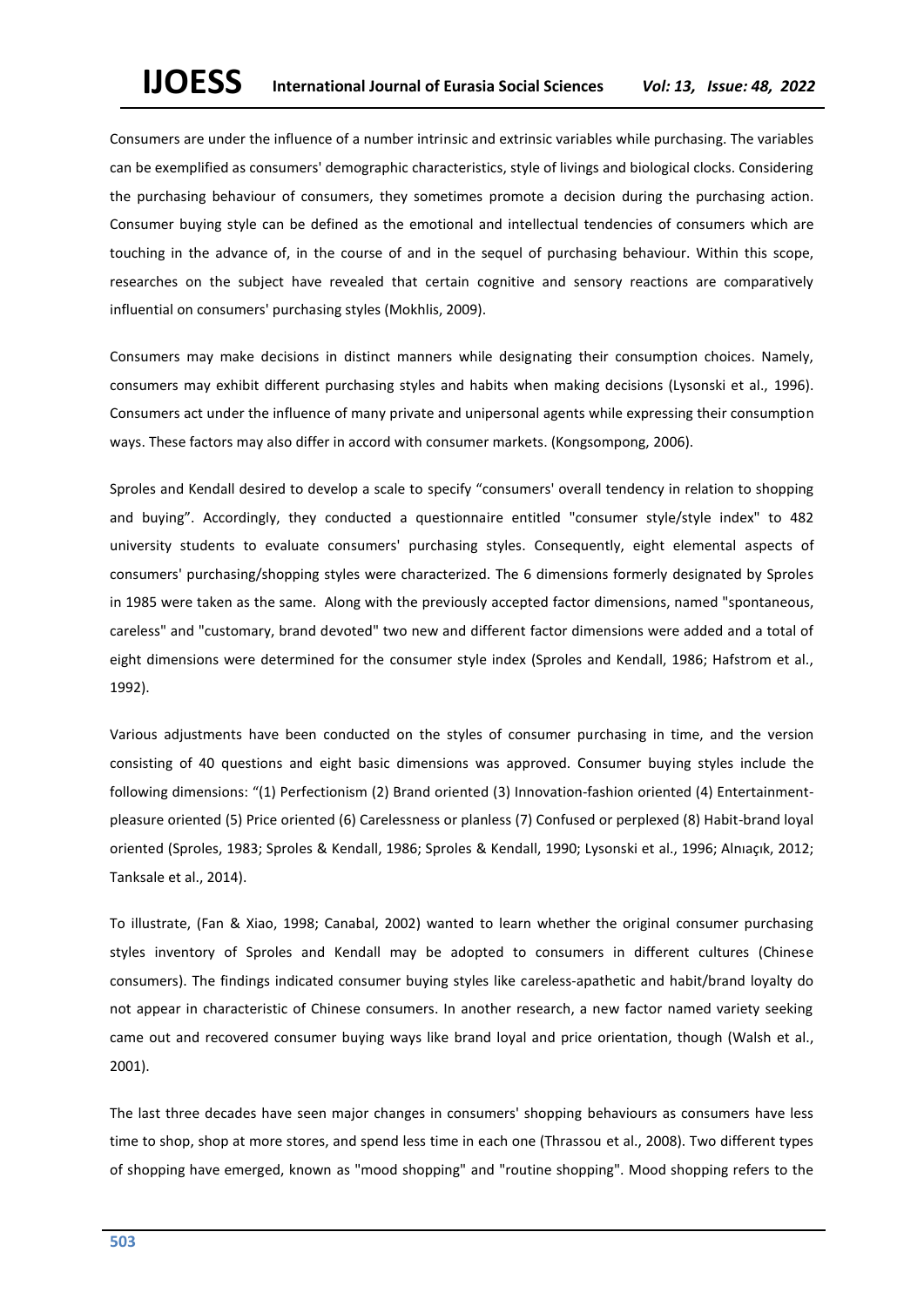Consumers are under the influence of a number intrinsic and extrinsic variables while purchasing. The variables can be exemplified as consumers' demographic characteristics, style of livings and biological clocks. Considering the purchasing behaviour of consumers, they sometimes promote a decision during the purchasing action. Consumer buying style can be defined as the emotional and intellectual tendencies of consumers which are touching in the advance of, in the course of and in the sequel of purchasing behaviour. Within this scope, researches on the subject have revealed that certain cognitive and sensory reactions are comparatively influential on consumers' purchasing styles (Mokhlis, 2009).

Consumers may make decisions in distinct manners while designating their consumption choices. Namely, consumers may exhibit different purchasing styles and habits when making decisions (Lysonski et al., 1996). Consumers act under the influence of many private and unipersonal agents while expressing their consumption ways. These factors may also differ in accord with consumer markets. (Kongsompong, 2006).

Sproles and Kendall desired to develop a scale to specify "consumers' overall tendency in relation to shopping and buying". Accordingly, they conducted a questionnaire entitled "consumer style/style index" to 482 university students to evaluate consumers' purchasing styles. Consequently, eight elemental aspects of consumers' purchasing/shopping styles were characterized. The 6 dimensions formerly designated by Sproles in 1985 were taken as the same. Along with the previously accepted factor dimensions, named "spontaneous, careless" and "customary, brand devoted" two new and different factor dimensions were added and a total of eight dimensions were determined for the consumer style index (Sproles and Kendall, 1986; Hafstrom et al., 1992).

Various adjustments have been conducted on the styles of consumer purchasing in time, and the version consisting of 40 questions and eight basic dimensions was approved. Consumer buying styles include the following dimensions: "(1) Perfectionism (2) Brand oriented (3) Innovation-fashion oriented (4) Entertainment-pleasure oriented (5) Price oriented (6) Carelessness or planless (7) Confused or perplexed (8) Habit-brand loyal oriented (Sproles, 1983; Sproles & Kendall, 1986; Sproles & Kendall, 1990; Lysonski et al., 1996; Alnıaçık, 2012; Tanksale et al., 2014).

To illustrate, (Fan & Xiao, 1998; Canabal, 2002) wanted to learn whether the original consumer purchasing styles inventory of Sproles and Kendall may be adopted to consumers in different cultures (Chinese consumers). The findings indicated consumer buying styles like careless-apathetic and habit/brand loyalty do not appear in characteristic of Chinese consumers. In another research, a new factor named variety seeking came out and recovered consumer buying ways like brand loyal and price orientation, though (Walsh et al., 2001).

The last three decades have seen major changes in consumers' shopping behaviours as consumers have less time to shop, shop at more stores, and spend less time in each one (Thrassou et al., 2008). Two different types of shopping have emerged, known as "mood shopping" and "routine shopping". Mood shopping refers to the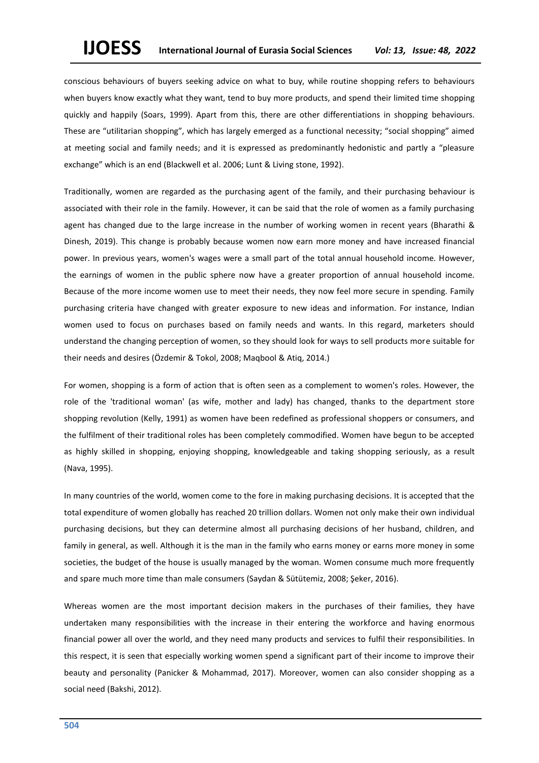conscious behaviours of buyers seeking advice on what to buy, while routine shopping refers to behaviours when buyers know exactly what they want, tend to buy more products, and spend their limited time shopping quickly and happily (Soars, 1999). Apart from this, there are other differentiations in shopping behaviours. These are "utilitarian shopping", which has largely emerged as a functional necessity; "social shopping" aimed at meeting social and family needs; and it is expressed as predominantly hedonistic and partly a "pleasure exchange" which is an end (Blackwell et al. 2006; Lunt & Living stone, 1992).

Traditionally, women are regarded as the purchasing agent of the family, and their purchasing behaviour is associated with their role in the family. However, it can be said that the role of women as a family purchasing agent has changed due to the large increase in the number of working women in recent years (Bharathi & Dinesh, 2019). This change is probably because women now earn more money and have increased financial power. In previous years, women's wages were a small part of the total annual household income. However, the earnings of women in the public sphere now have a greater proportion of annual household income. Because of the more income women use to meet their needs, they now feel more secure in spending. Family purchasing criteria have changed with greater exposure to new ideas and information. For instance, Indian women used to focus on purchases based on family needs and wants. In this regard, marketers should understand the changing perception of women, so they should look for ways to sell products more suitable for their needs and desires (Özdemir & Tokol, 2008; Maqbool & Atiq, 2014.)

For women, shopping is a form of action that is often seen as a complement to women's roles. However, the role of the 'traditional woman' (as wife, mother and lady) has changed, thanks to the department store shopping revolution (Kelly, 1991) as women have been redefined as professional shoppers or consumers, and the fulfilment of their traditional roles has been completely commodified. Women have begun to be accepted as highly skilled in shopping, enjoying shopping, knowledgeable and taking shopping seriously, as a result (Nava, 1995).

In many countries of the world, women come to the fore in making purchasing decisions. It is accepted that the total expenditure of women globally has reached 20 trillion dollars. Women not only make their own individual purchasing decisions, but they can determine almost all purchasing decisions of her husband, children, and family in general, as well. Although it is the man in the family who earns money or earns more money in some societies, the budget of the house is usually managed by the woman. Women consume much more frequently and spare much more time than male consumers (Saydan & Sütütemiz, 2008; Şeker, 2016).

Whereas women are the most important decision makers in the purchases of their families, they have undertaken many responsibilities with the increase in their entering the workforce and having enormous financial power all over the world, and they need many products and services to fulfil their responsibilities. In this respect, it is seen that especially working women spend a significant part of their income to improve their beauty and personality (Panicker & Mohammad, 2017). Moreover, women can also consider shopping as a social need (Bakshi, 2012).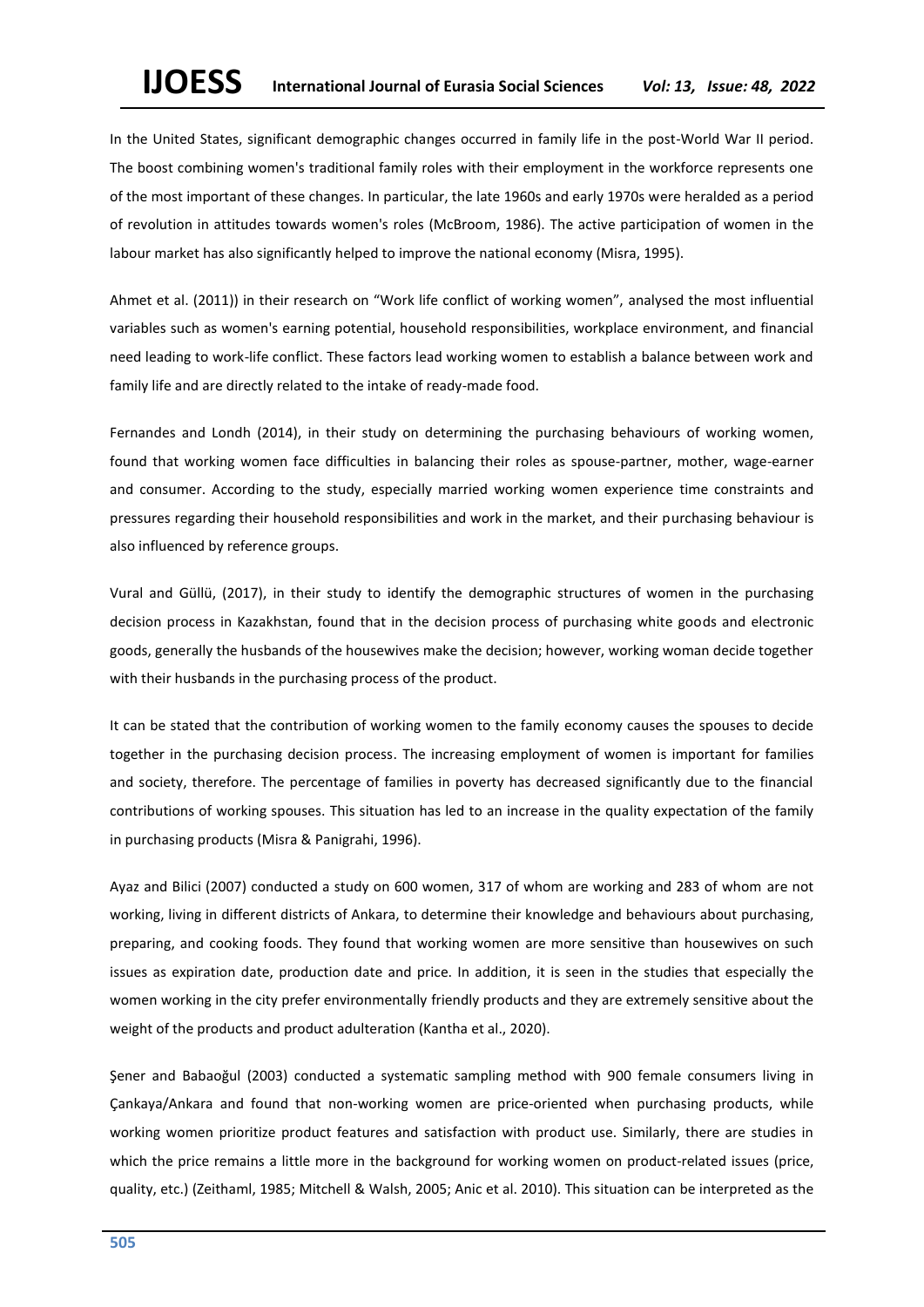In the United States, significant demographic changes occurred in family life in the post-World War II period. The boost combining women's traditional family roles with their employment in the workforce represents one of the most important of these changes. In particular, the late 1960s and early 1970s were heralded as a period of revolution in attitudes towards women's roles (McBroom, 1986). The active participation of women in the labour market has also significantly helped to improve the national economy (Misra, 1995).

Ahmet et al. (2011)) in their research on "Work life conflict of working women", analysed the most influential variables such as women's earning potential, household responsibilities, workplace environment, and financial need leading to work-life conflict. These factors lead working women to establish a balance between work and family life and are directly related to the intake of ready-made food.

Fernandes and Londh (2014), in their study on determining the purchasing behaviours of working women, found that working women face difficulties in balancing their roles as spouse-partner, mother, wage-earner and consumer. According to the study, especially married working women experience time constraints and pressures regarding their household responsibilities and work in the market, and their purchasing behaviour is also influenced by reference groups.

Vural and Güllü, (2017), in their study to identify the demographic structures of women in the purchasing decision process in Kazakhstan, found that in the decision process of purchasing white goods and electronic goods, generally the husbands of the housewives make the decision; however, working woman decide together with their husbands in the purchasing process of the product.

It can be stated that the contribution of working women to the family economy causes the spouses to decide together in the purchasing decision process. The increasing employment of women is important for families and society, therefore. The percentage of families in poverty has decreased significantly due to the financial contributions of working spouses. This situation has led to an increase in the quality expectation of the family in purchasing products (Misra & Panigrahi, 1996).

Ayaz and Bilici (2007) conducted a study on 600 women, 317 of whom are working and 283 of whom are not working, living in different districts of Ankara, to determine their knowledge and behaviours about purchasing, preparing, and cooking foods. They found that working women are more sensitive than housewives on such issues as expiration date, production date and price. In addition, it is seen in the studies that especially the women working in the city prefer environmentally friendly products and they are extremely sensitive about the weight of the products and product adulteration (Kantha et al., 2020).

Şener and Babaoğul (2003) conducted a systematic sampling method with 900 female consumers living in Çankaya/Ankara and found that non-working women are price-oriented when purchasing products, while working women prioritize product features and satisfaction with product use. Similarly, there are studies in which the price remains a little more in the background for working women on product-related issues (price, quality, etc.) (Zeithaml, 1985; Mitchell & Walsh, 2005; Anic et al. 2010). This situation can be interpreted as the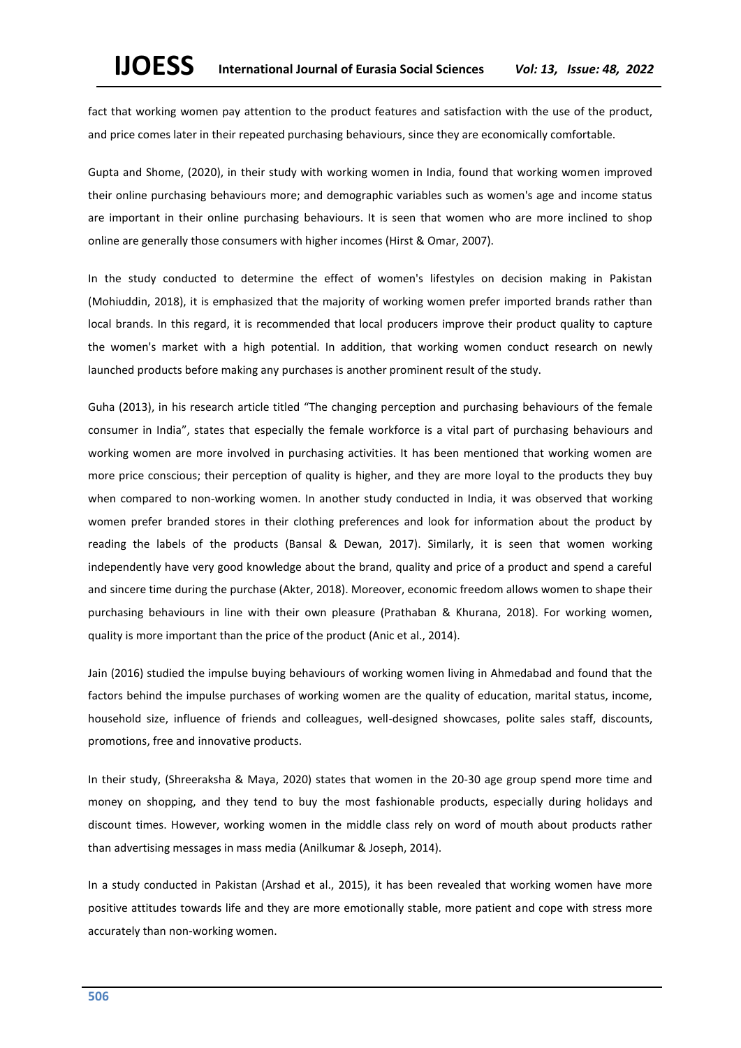fact that working women pay attention to the product features and satisfaction with the use of the product, and price comes later in their repeated purchasing behaviours, since they are economically comfortable.

Gupta and Shome, (2020), in their study with working women in India, found that working women improved their online purchasing behaviours more; and demographic variables such as women's age and income status are important in their online purchasing behaviours. It is seen that women who are more inclined to shop online are generally those consumers with higher incomes (Hirst & Omar, 2007).

In the study conducted to determine the effect of women's lifestyles on decision making in Pakistan (Mohiuddin, 2018), it is emphasized that the majority of working women prefer imported brands rather than local brands. In this regard, it is recommended that local producers improve their product quality to capture the women's market with a high potential. In addition, that working women conduct research on newly launched products before making any purchases is another prominent result of the study.

Guha (2013), in his research article titled "The changing perception and purchasing behaviours of the female consumer in India", states that especially the female workforce is a vital part of purchasing behaviours and working women are more involved in purchasing activities. It has been mentioned that working women are more price conscious; their perception of quality is higher, and they are more loyal to the products they buy when compared to non-working women. In another study conducted in India, it was observed that working women prefer branded stores in their clothing preferences and look for information about the product by reading the labels of the products (Bansal & Dewan, 2017). Similarly, it is seen that women working independently have very good knowledge about the brand, quality and price of a product and spend a careful and sincere time during the purchase (Akter, 2018). Moreover, economic freedom allows women to shape their purchasing behaviours in line with their own pleasure (Prathaban & Khurana, 2018). For working women, quality is more important than the price of the product (Anic et al., 2014).

Jain (2016) studied the impulse buying behaviours of working women living in Ahmedabad and found that the factors behind the impulse purchases of working women are the quality of education, marital status, income, household size, influence of friends and colleagues, well-designed showcases, polite sales staff, discounts, promotions, free and innovative products.

In their study, (Shreeraksha & Maya, 2020) states that women in the 20-30 age group spend more time and money on shopping, and they tend to buy the most fashionable products, especially during holidays and discount times. However, working women in the middle class rely on word of mouth about products rather than advertising messages in mass media (Anilkumar & Joseph, 2014).

In a study conducted in Pakistan (Arshad et al., 2015), it has been revealed that working women have more positive attitudes towards life and they are more emotionally stable, more patient and cope with stress more accurately than non-working women.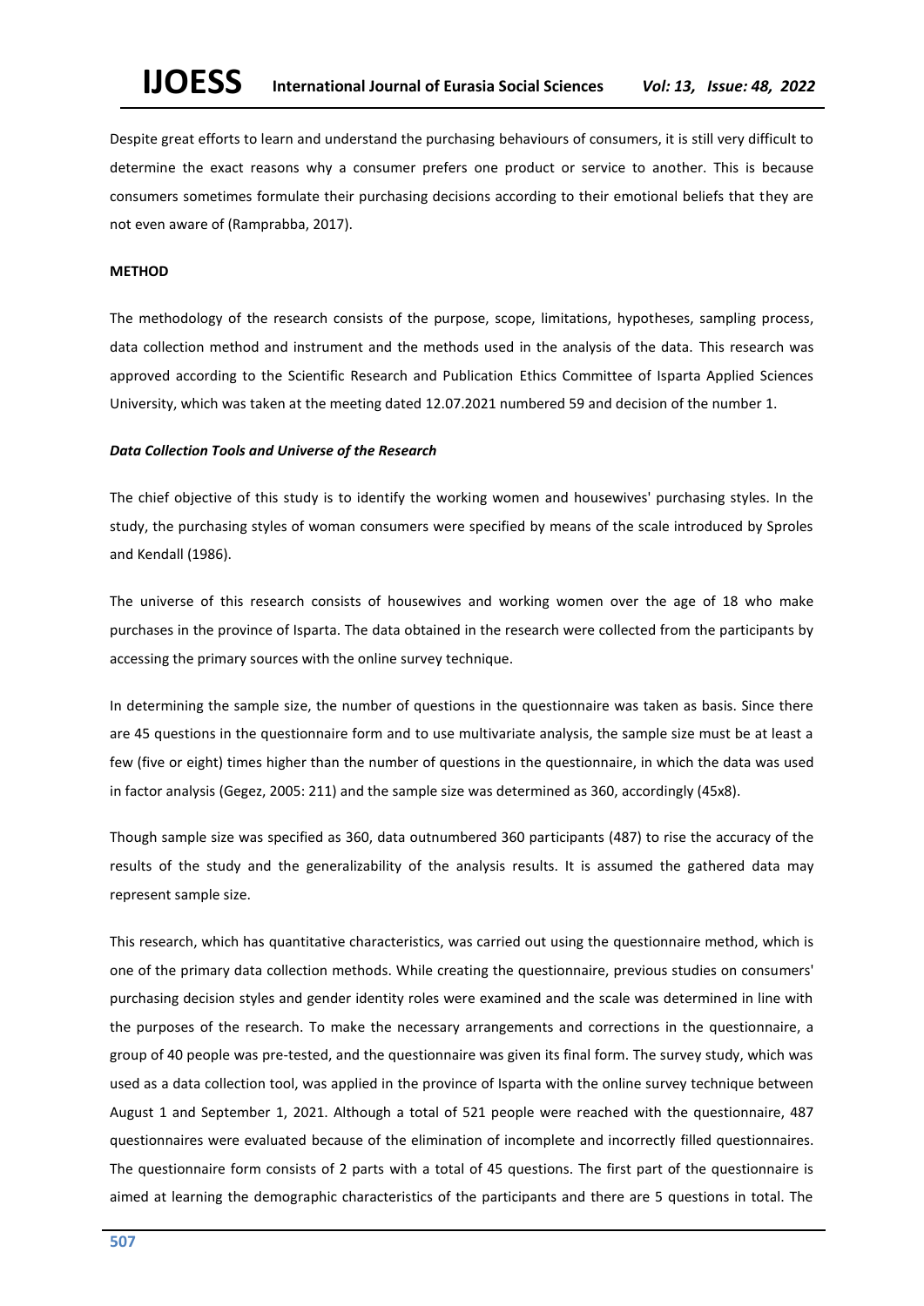Despite great efforts to learn and understand the purchasing behaviours of consumers, it is still very difficult to determine the exact reasons why a consumer prefers one product or service to another. This is because consumers sometimes formulate their purchasing decisions according to their emotional beliefs that they are not even aware of (Ramprabba, 2017).

## METHOD

The methodology of the research consists of the purpose, scope, limitations, hypotheses, sampling process, data collection method and instrument and the methods used in the analysis of the data. This research was approved according to the Scientific Research and Publication Ethics Committee of Isparta Applied Sciences University, which was taken at the meeting dated 12.07.2021 numbered 59 and decision of the number 1.

### *Data Collection Tools and Universe of the Research*

The chief objective of this study is to identify the working women and housewives' purchasing styles. In the study, the purchasing styles of woman consumers were specified by means of the scale introduced by Sproles and Kendall (1986).

The universe of this research consists of housewives and working women over the age of 18 who make purchases in the province of Isparta. The data obtained in the research were collected from the participants by accessing the primary sources with the online survey technique.

In determining the sample size, the number of questions in the questionnaire was taken as basis. Since there are 45 questions in the questionnaire form and to use multivariate analysis, the sample size must be at least a few (five or eight) times higher than the number of questions in the questionnaire, in which the data was used in factor analysis (Gegez, 2005: 211) and the sample size was determined as 360, accordingly (45x8).

Though sample size was specified as 360, data outnumbered 360 participants (487) to rise the accuracy of the results of the study and the generalizability of the analysis results. It is assumed the gathered data may represent sample size.

This research, which has quantitative characteristics, was carried out using the questionnaire method, which is one of the primary data collection methods. While creating the questionnaire, previous studies on consumers' purchasing decision styles and gender identity roles were examined and the scale was determined in line with the purposes of the research. To make the necessary arrangements and corrections in the questionnaire, a group of 40 people was pre-tested, and the questionnaire was given its final form. The survey study, which was used as a data collection tool, was applied in the province of Isparta with the online survey technique between August 1 and September 1, 2021. Although a total of 521 people were reached with the questionnaire, 487 questionnaires were evaluated because of the elimination of incomplete and incorrectly filled questionnaires. The questionnaire form consists of 2 parts with a total of 45 questions. The first part of the questionnaire is aimed at learning the demographic characteristics of the participants and there are 5 questions in total. The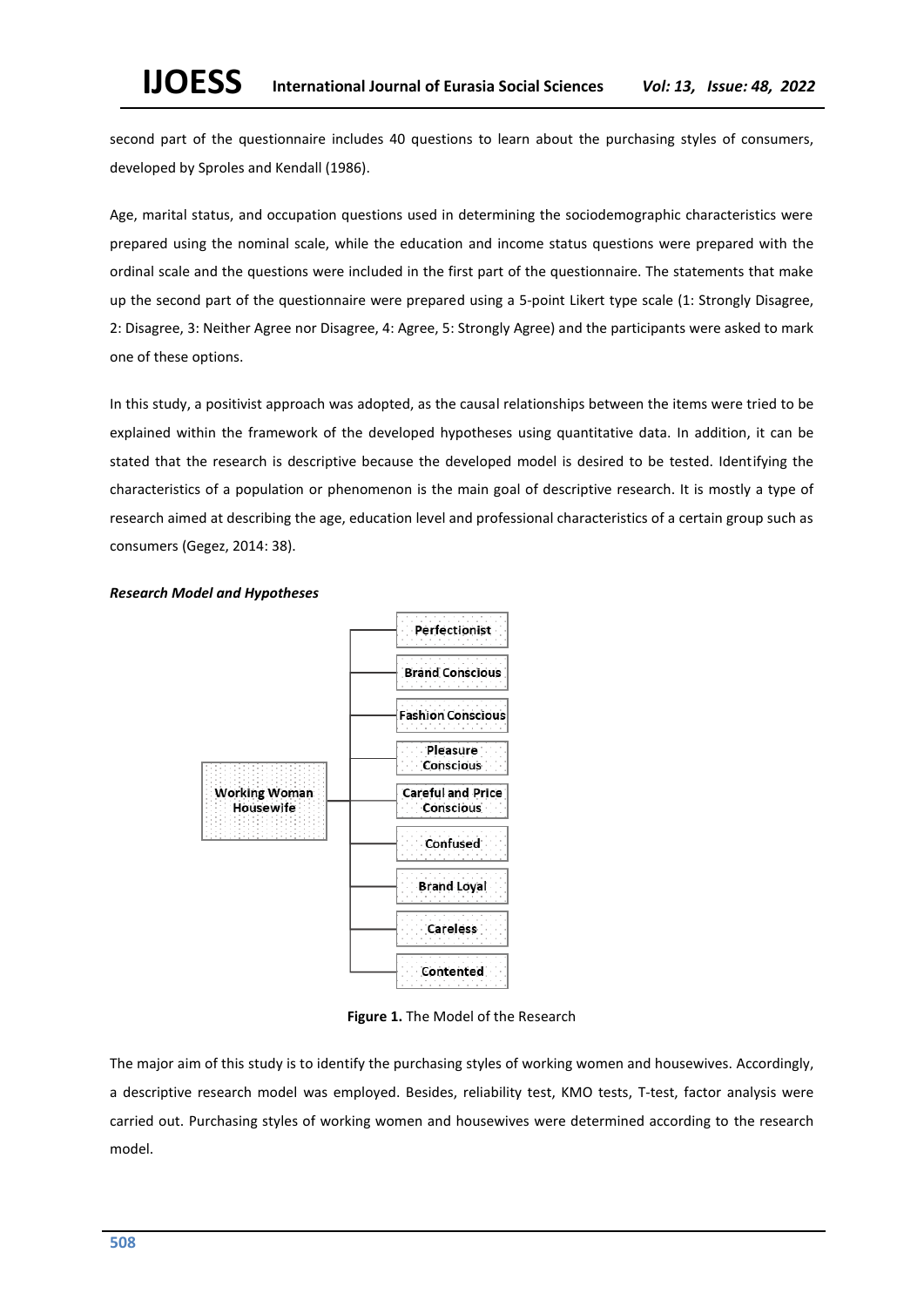second part of the questionnaire includes 40 questions to learn about the purchasing styles of consumers, developed by Sproles and Kendall (1986).

Age, marital status, and occupation questions used in determining the sociodemographic characteristics were prepared using the nominal scale, while the education and income status questions were prepared with the ordinal scale and the questions were included in the first part of the questionnaire. The statements that make up the second part of the questionnaire were prepared using a 5-point Likert type scale (1: Strongly Disagree, 2: Disagree, 3: Neither Agree nor Disagree, 4: Agree, 5: Strongly Agree) and the participants were asked to mark one of these options.

In this study, a positivist approach was adopted, as the causal relationships between the items were tried to be explained within the framework of the developed hypotheses using quantitative data. In addition, it can be stated that the research is descriptive because the developed model is desired to be tested. Identifying the characteristics of a population or phenomenon is the main goal of descriptive research. It is mostly a type of research aimed at describing the age, education level and professional characteristics of a certain group such as consumers (Gegez, 2014: 38).

***Research Model and Hypotheses***

Working Woman Housewife

Perfectionist

Brand Conscious

Fashion Conscious

Pleasure Conscious

Careful and Price Conscious

Confused

Brand Loyal

Careless

Contented

**Figure 1.** The Model of the Research

The major aim of this study is to identify the purchasing styles of working women and housewives. Accordingly, a descriptive research model was employed. Besides, reliability test, KMO tests, T-test, factor analysis were carried out. Purchasing styles of working women and housewives were determined according to the research model.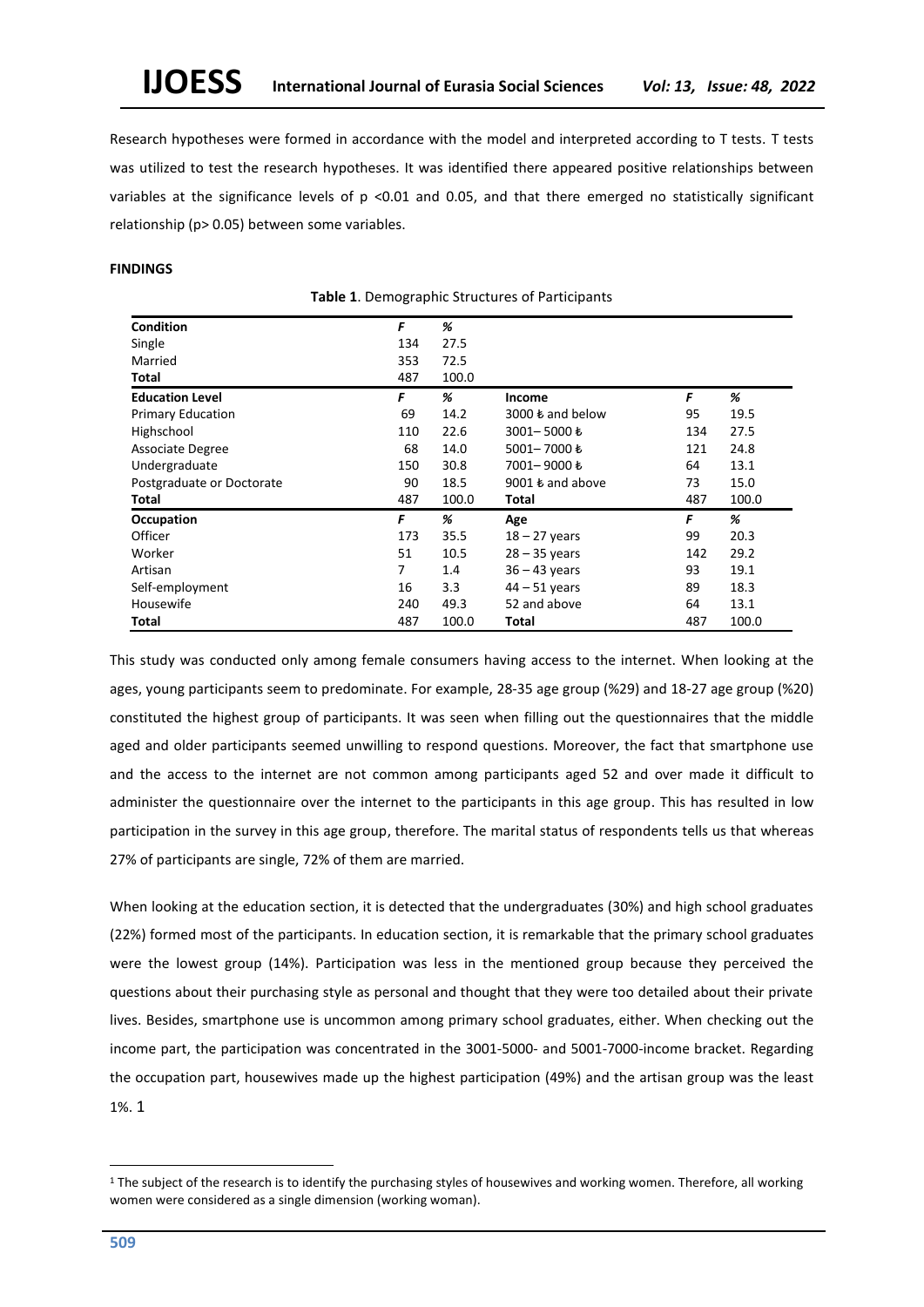Research hypotheses were formed in accordance with the model and interpreted according to T tests. T tests was utilized to test the research hypotheses. It was identified there appeared positive relationships between variables at the significance levels of p <0.01 and 0.05, and that there emerged no statistically significant relationship (p> 0.05) between some variables.

**FINDINGS**

**Table 1**. Demographic Structures of Participants

| **Condition** | ***F*** | ***%*** | | | |
|---|---|---|---|---|---|
| Single | 134 | 27.5 | | | |
| Married | 353 | 72.5 | | | |
| **Total** | 487 | 100.0 | | | |
| **Education Level** | ***F*** | ***%*** | **Income** | ***F*** | ***%*** |
| Primary Education | 69 | 14.2 | 3000 ₺ and below | 95 | 19.5 |
| Highschool | 110 | 22.6 | 3001– 5000 ₺ | 134 | 27.5 |
| Associate Degree | 68 | 14.0 | 5001– 7000 ₺ | 121 | 24.8 |
| Undergraduate | 150 | 30.8 | 7001– 9000 ₺ | 64 | 13.1 |
| Postgraduate or Doctorate | 90 | 18.5 | 9001 ₺ and above | 73 | 15.0 |
| **Total** | 487 | 100.0 | **Total** | 487 | 100.0 |
| **Occupation** | ***F*** | ***%*** | **Age** | ***F*** | ***%*** |
| Officer | 173 | 35.5 | 18 – 27 years | 99 | 20.3 |
| Worker | 51 | 10.5 | 28 – 35 years | 142 | 29.2 |
| Artisan | 7 | 1.4 | 36 – 43 years | 93 | 19.1 |
| Self-employment | 16 | 3.3 | 44 – 51 years | 89 | 18.3 |
| Housewife | 240 | 49.3 | 52 and above | 64 | 13.1 |
| **Total** | 487 | 100.0 | **Total** | 487 | 100.0 |

This study was conducted only among female consumers having access to the internet. When looking at the ages, young participants seem to predominate. For example, 28-35 age group (%29) and 18-27 age group (%20) constituted the highest group of participants. It was seen when filling out the questionnaires that the middle aged and older participants seemed unwilling to respond questions. Moreover, the fact that smartphone use and the access to the internet are not common among participants aged 52 and over made it difficult to administer the questionnaire over the internet to the participants in this age group. This has resulted in low participation in the survey in this age group, therefore. The marital status of respondents tells us that whereas 27% of participants are single, 72% of them are married.

When looking at the education section, it is detected that the undergraduates (30%) and high school graduates (22%) formed most of the participants. In education section, it is remarkable that the primary school graduates were the lowest group (14%). Participation was less in the mentioned group because they perceived the questions about their purchasing style as personal and thought that they were too detailed about their private lives. Besides, smartphone use is uncommon among primary school graduates, either. When checking out the income part, the participation was concentrated in the 3001-5000- and 5001-7000-income bracket. Regarding the occupation part, housewives made up the highest participation (49%) and the artisan group was the least 1%. [1]

[1] The subject of the research is to identify the purchasing styles of housewives and working women. Therefore, all working women were considered as a single dimension (working woman).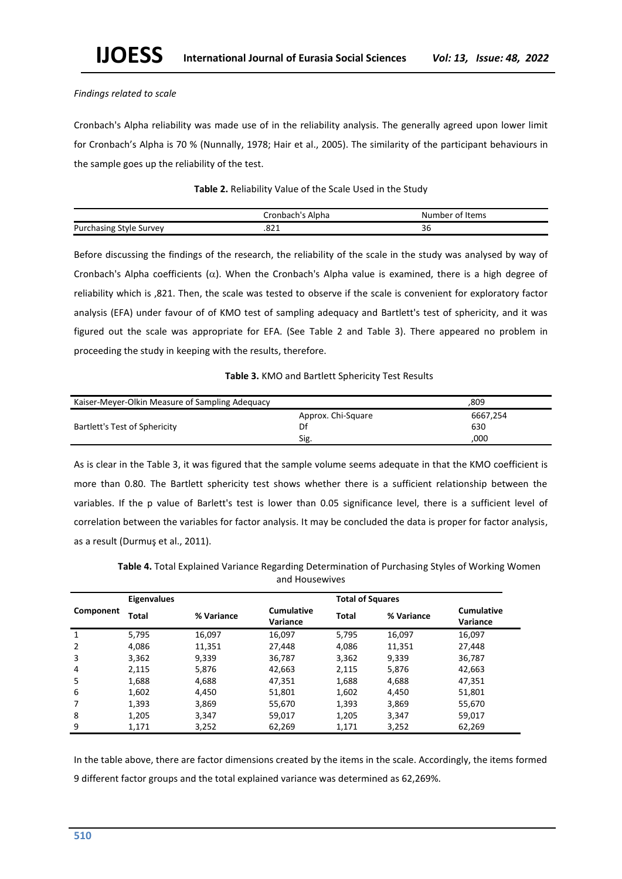*Findings related to scale*

Cronbach's Alpha reliability was made use of in the reliability analysis. The generally agreed upon lower limit for Cronbach's Alpha is 70 % (Nunnally, 1978; Hair et al., 2005). The similarity of the participant behaviours in the sample goes up the reliability of the test.

**Table 2.** Reliability Value of the Scale Used in the Study

| | Cronbach's Alpha | Number of Items |
|---|---|---|
| Purchasing Style Survey | .821 | 36 |

Before discussing the findings of the research, the reliability of the scale in the study was analysed by way of Cronbach's Alpha coefficients ($\alpha$). When the Cronbach's Alpha value is examined, there is a high degree of reliability which is ,821. Then, the scale was tested to observe if the scale is convenient for exploratory factor analysis (EFA) under favour of of KMO test of sampling adequacy and Bartlett's test of sphericity, and it was figured out the scale was appropriate for EFA. (See Table 2 and Table 3). There appeared no problem in proceeding the study in keeping with the results, therefore.

**Table 3.** KMO and Bartlett Sphericity Test Results

| Kaiser-Meyer-Olkin Measure of Sampling Adequacy | | ,809 |
|---|---|---|
| Bartlett's Test of Sphericity | Approx. Chi-Square | 6667,254 |
| | Df | 630 |
| | Sig. | ,000 |

As is clear in the Table 3, it was figured that the sample volume seems adequate in that the KMO coefficient is more than 0.80. The Bartlett sphericity test shows whether there is a sufficient relationship between the variables. If the p value of Barlett's test is lower than 0.05 significance level, there is a sufficient level of correlation between the variables for factor analysis. It may be concluded the data is proper for factor analysis, as a result (Durmuş et al., 2011).

**Table 4.** Total Explained Variance Regarding Determination of Purchasing Styles of Working Women and Housewives

| Component | Eigenvalues | | | Total of Squares | | |
|---|---|---|---|---|---|---|
| | Total | % Variance | Cumulative Variance | Total | % Variance | Cumulative Variance |
| 1 | 5,795 | 16,097 | 16,097 | 5,795 | 16,097 | 16,097 |
| 2 | 4,086 | 11,351 | 27,448 | 4,086 | 11,351 | 27,448 |
| 3 | 3,362 | 9,339 | 36,787 | 3,362 | 9,339 | 36,787 |
| 4 | 2,115 | 5,876 | 42,663 | 2,115 | 5,876 | 42,663 |
| 5 | 1,688 | 4,688 | 47,351 | 1,688 | 4,688 | 47,351 |
| 6 | 1,602 | 4,450 | 51,801 | 1,602 | 4,450 | 51,801 |
| 7 | 1,393 | 3,869 | 55,670 | 1,393 | 3,869 | 55,670 |
| 8 | 1,205 | 3,347 | 59,017 | 1,205 | 3,347 | 59,017 |
| 9 | 1,171 | 3,252 | 62,269 | 1,171 | 3,252 | 62,269 |

In the table above, there are factor dimensions created by the items in the scale. Accordingly, the items formed 9 different factor groups and the total explained variance was determined as 62,269%.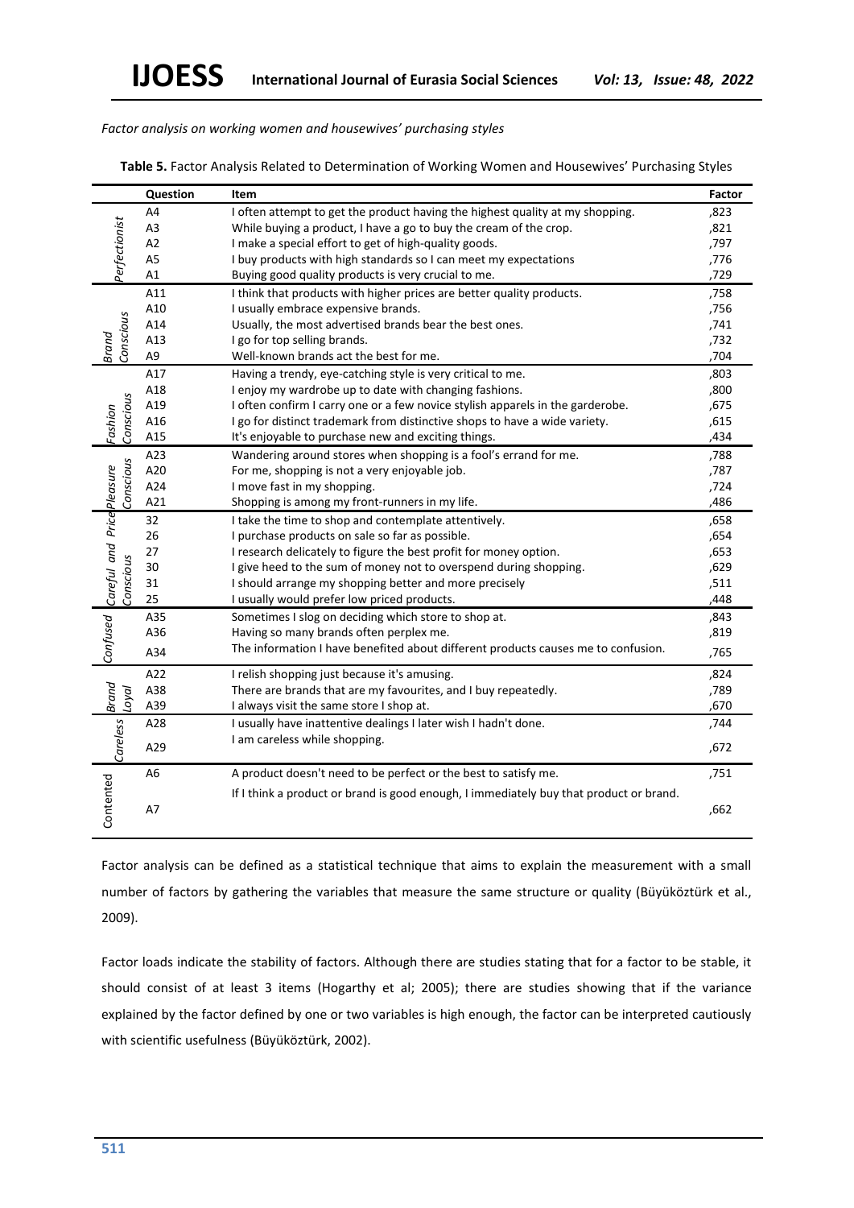*Factor analysis on working women and housewives' purchasing styles*

**Table 5.** Factor Analysis Related to Determination of Working Women and Housewives' Purchasing Styles

| | Question | Item | Factor |
|---|---|---|---|
| *Perfectionist* | A4 | I often attempt to get the product having the highest quality at my shopping. | ,823 |
| | A3 | While buying a product, I have a go to buy the cream of the crop. | ,821 |
| | A2 | I make a special effort to get of high-quality goods. | ,797 |
| | A5 | I buy products with high standards so I can meet my expectations | ,776 |
| | A1 | Buying good quality products is very crucial to me. | ,729 |
| *Brand Conscious* | A11 | I think that products with higher prices are better quality products. | ,758 |
| | A10 | I usually embrace expensive brands. | ,756 |
| | A14 | Usually, the most advertised brands bear the best ones. | ,741 |
| | A13 | I go for top selling brands. | ,732 |
| | A9 | Well-known brands act the best for me. | ,704 |
| *Fashion Conscious* | A17 | Having a trendy, eye-catching style is very critical to me. | ,803 |
| | A18 | I enjoy my wardrobe up to date with changing fashions. | ,800 |
| | A19 | I often confirm I carry one or a few novice stylish apparels in the garderobe. | ,675 |
| | A16 | I go for distinct trademark from distinctive shops to have a wide variety. | ,615 |
| | A15 | It's enjoyable to purchase new and exciting things. | ,434 |
| *Pleasure Conscious* | A23 | Wandering around stores when shopping is a fool's errand for me. | ,788 |
| | A20 | For me, shopping is not a very enjoyable job. | ,787 |
| | A24 | I move fast in my shopping. | ,724 |
| | A21 | Shopping is among my front-runners in my life. | ,486 |
| *Careful and Price Conscious* | 32 | I take the time to shop and contemplate attentively. | ,658 |
| | 26 | I purchase products on sale so far as possible. | ,654 |
| | 27 | I research delicately to figure the best profit for money option. | ,653 |
| | 30 | I give heed to the sum of money not to overspend during shopping. | ,629 |
| | 31 | I should arrange my shopping better and more precisely | ,511 |
| | 25 | I usually would prefer low priced products. | ,448 |
| *Confused* | A35 | Sometimes I slog on deciding which store to shop at. | ,843 |
| | A36 | Having so many brands often perplex me. | ,819 |
| | A34 | The information I have benefited about different products causes me to confusion. | ,765 |
| *Brand Loyal* | A22 | I relish shopping just because it's amusing. | ,824 |
| | A38 | There are brands that are my favourites, and I buy repeatedly. | ,789 |
| | A39 | I always visit the same store I shop at. | ,670 |
| *Careless* | A28 | I usually have inattentive dealings I later wish I hadn't done. | ,744 |
| | A29 | I am careless while shopping. | ,672 |
| Contented | A6 | A product doesn't need to be perfect or the best to satisfy me. | ,751 |
| | A7 | If I think a product or brand is good enough, I immediately buy that product or brand. | ,662 |

Factor analysis can be defined as a statistical technique that aims to explain the measurement with a small number of factors by gathering the variables that measure the same structure or quality (Büyüköztürk et al., 2009).

Factor loads indicate the stability of factors. Although there are studies stating that for a factor to be stable, it should consist of at least 3 items (Hogarthy et al; 2005); there are studies showing that if the variance explained by the factor defined by one or two variables is high enough, the factor can be interpreted cautiously with scientific usefulness (Büyüköztürk, 2002).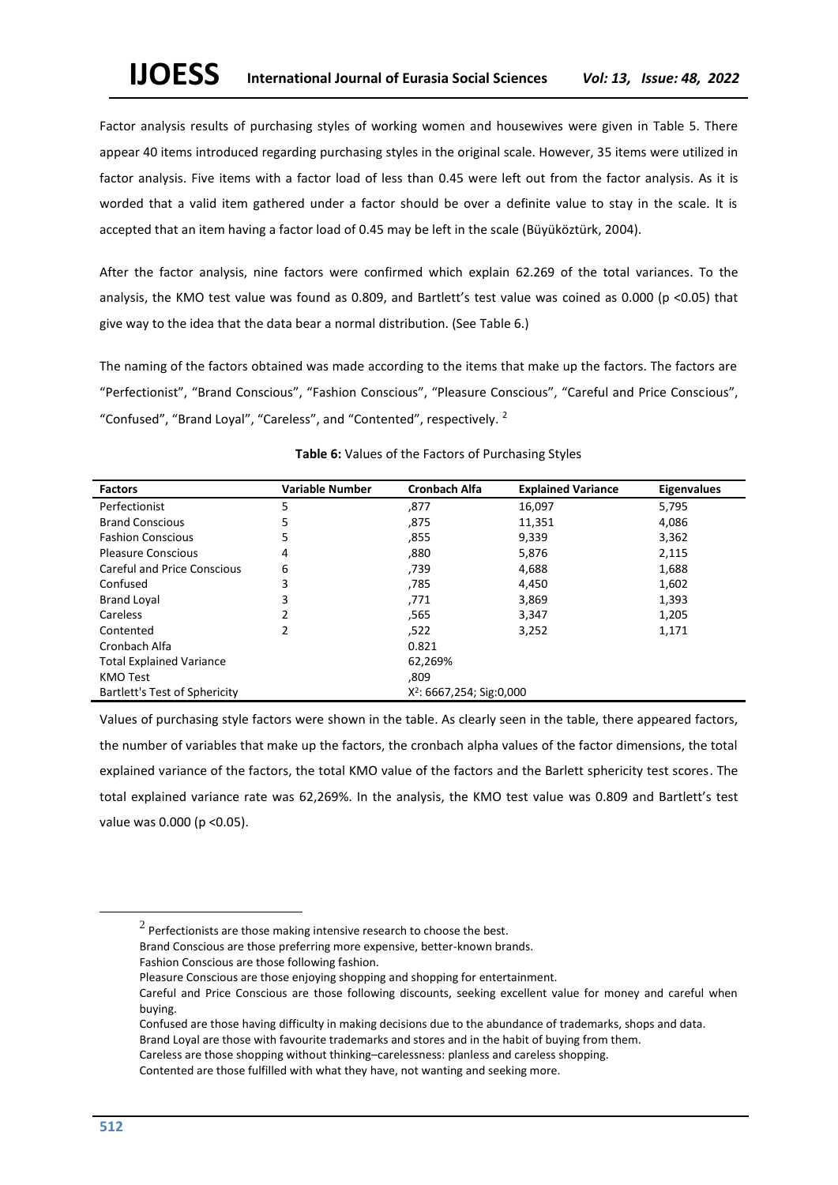Factor analysis results of purchasing styles of working women and housewives were given in Table 5. There appear 40 items introduced regarding purchasing styles in the original scale. However, 35 items were utilized in factor analysis. Five items with a factor load of less than 0.45 were left out from the factor analysis. As it is worded that a valid item gathered under a factor should be over a definite value to stay in the scale. It is accepted that an item having a factor load of 0.45 may be left in the scale (Büyüköztürk, 2004).

After the factor analysis, nine factors were confirmed which explain 62.269 of the total variances. To the analysis, the KMO test value was found as 0.809, and Bartlett's test value was coined as 0.000 ($p < 0.05$) that give way to the idea that the data bear a normal distribution. (See Table 6.)

The naming of the factors obtained was made according to the items that make up the factors. The factors are "Perfectionist", "Brand Conscious", "Fashion Conscious", "Pleasure Conscious", "Careful and Price Conscious", "Confused", "Brand Loyal", "Careless", and "Contented", respectively. [2]

**Table 6:** Values of the Factors of Purchasing Styles

| Factors | Variable Number | Cronbach Alfa | Explained Variance | Eigenvalues |
|---|---|---|---|---|
| Perfectionist | 5 | ,877 | 16,097 | 5,795 |
| Brand Conscious | 5 | ,875 | 11,351 | 4,086 |
| Fashion Conscious | 5 | ,855 | 9,339 | 3,362 |
| Pleasure Conscious | 4 | ,880 | 5,876 | 2,115 |
| Careful and Price Conscious | 6 | ,739 | 4,688 | 1,688 |
| Confused | 3 | ,785 | 4,450 | 1,602 |
| Brand Loyal | 3 | ,771 | 3,869 | 1,393 |
| Careless | 2 | ,565 | 3,347 | 1,205 |
| Contented | 2 | ,522 | 3,252 | 1,171 |
| Cronbach Alfa | | 0.821 | | |
| Total Explained Variance | | 62,269% | | |
| KMO Test | | ,809 | | |
| Bartlett's Test of Sphericity | | $X^2$: 6667,254; Sig:0,000 | | |

Values of purchasing style factors were shown in the table. As clearly seen in the table, there appeared factors, the number of variables that make up the factors, the cronbach alpha values of the factor dimensions, the total explained variance of the factors, the total KMO value of the factors and the Barlett sphericity test scores. The total explained variance rate was 62,269%. In the analysis, the KMO test value was 0.809 and Bartlett's test value was 0.000 ($p < 0.05$).

[2] Perfectionists are those making intensive research to choose the best.
Brand Conscious are those preferring more expensive, better-known brands.
Fashion Conscious are those following fashion.
Pleasure Conscious are those enjoying shopping and shopping for entertainment.
Careful and Price Conscious are those following discounts, seeking excellent value for money and careful when buying.
Confused are those having difficulty in making decisions due to the abundance of trademarks, shops and data.
Brand Loyal are those with favourite trademarks and stores and in the habit of buying from them.
Careless are those shopping without thinking–carelessness: planless and careless shopping.
Contented are those fulfilled with what they have, not wanting and seeking more.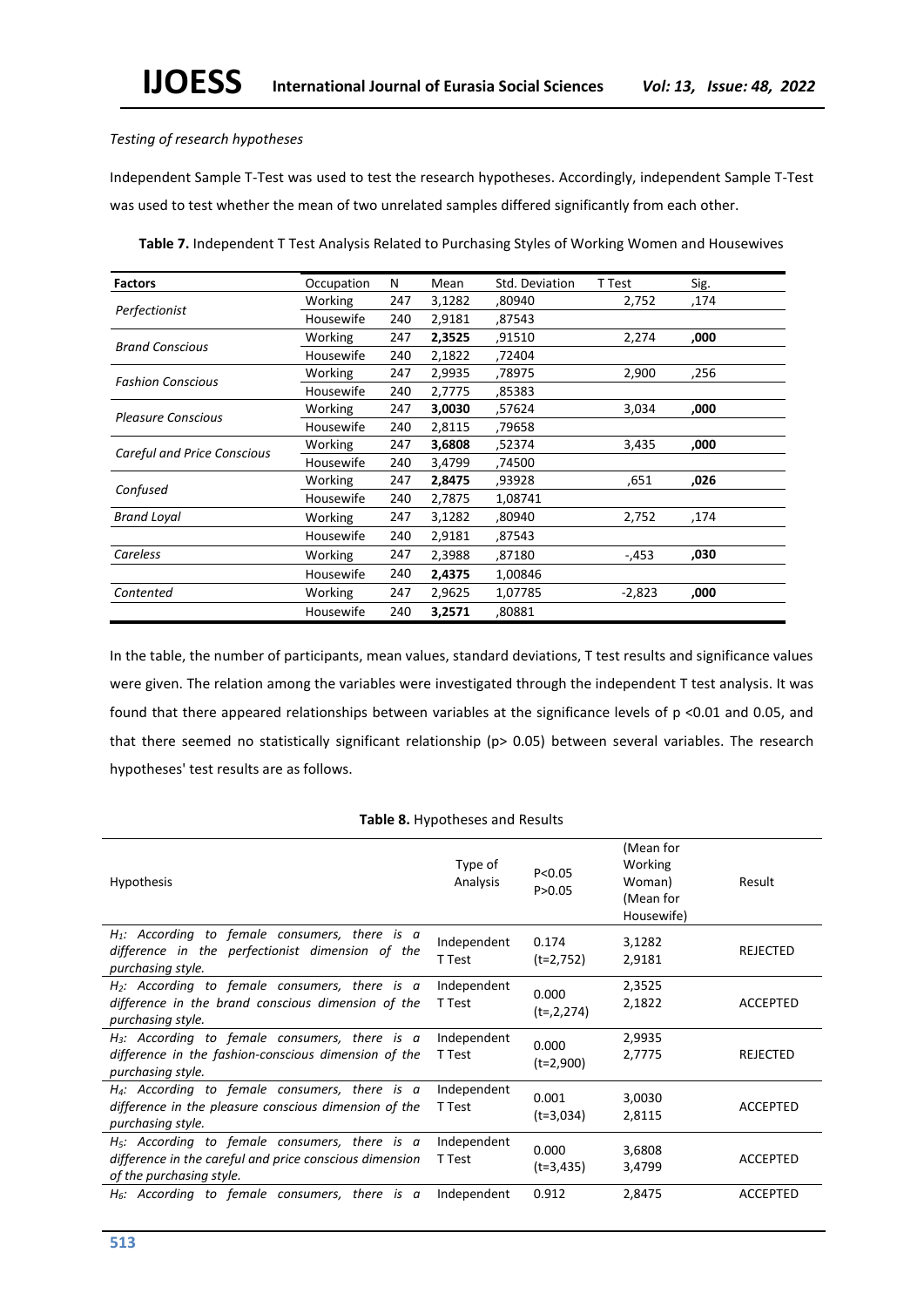*Testing of research hypotheses*

Independent Sample T-Test was used to test the research hypotheses. Accordingly, independent Sample T-Test was used to test whether the mean of two unrelated samples differed significantly from each other.

**Table 7.** Independent T Test Analysis Related to Purchasing Styles of Working Women and Housewives

| Factors | Occupation | N | Mean | Std. Deviation | T Test | Sig. |
|---|---|---|---|---|---|---|
| *Perfectionist* | Working | 247 | 3,1282 | ,80940 | 2,752 | ,174 |
| | Housewife | 240 | 2,9181 | ,87543 | | |
| *Brand Conscious* | Working | 247 | **2,3525** | ,91510 | 2,274 | **,000** |
| | Housewife | 240 | 2,1822 | ,72404 | | |
| *Fashion Conscious* | Working | 247 | 2,9935 | ,78975 | 2,900 | ,256 |
| | Housewife | 240 | 2,7775 | ,85383 | | |
| *Pleasure Conscious* | Working | 247 | **3,0030** | ,57624 | 3,034 | **,000** |
| | Housewife | 240 | 2,8115 | ,79658 | | |
| *Careful and Price Conscious* | Working | 247 | **3,6808** | ,52374 | 3,435 | **,000** |
| | Housewife | 240 | 3,4799 | ,74500 | | |
| *Confused* | Working | 247 | **2,8475** | ,93928 | ,651 | **,026** |
| | Housewife | 240 | 2,7875 | 1,08741 | | |
| *Brand Loyal* | Working | 247 | 3,1282 | ,80940 | 2,752 | ,174 |
| | Housewife | 240 | 2,9181 | ,87543 | | |
| *Careless* | Working | 247 | 2,3988 | ,87180 | -,453 | **,030** |
| | Housewife | 240 | **2,4375** | 1,00846 | | |
| *Contented* | Working | 247 | 2,9625 | 1,07785 | -2,823 | **,000** |
| | Housewife | 240 | **3,2571** | ,80881 | | |

In the table, the number of participants, mean values, standard deviations, T test results and significance values were given. The relation among the variables were investigated through the independent T test analysis. It was found that there appeared relationships between variables at the significance levels of $p < 0.01$ and 0.05, and that there seemed no statistically significant relationship ($p > 0.05$) between several variables. The research hypotheses' test results are as follows.

**Table 8.** Hypotheses and Results

| Hypothesis | Type of Analysis | P<0.05 P>0.05 | (Mean for Working Woman) (Mean for Housewife) | Result |
|---|---|---|---|---|
| *$H_1$: According to female consumers, there is a difference in the perfectionist dimension of the purchasing style.* | Independent T Test | 0.174 (t=2,752) | 3,1282 2,9181 | REJECTED |
| *$H_2$: According to female consumers, there is a difference in the brand conscious dimension of the purchasing style.* | Independent T Test | 0.000 (t=,2,274) | 2,3525 2,1822 | ACCEPTED |
| *$H_3$: According to female consumers, there is a difference in the fashion-conscious dimension of the purchasing style.* | Independent T Test | 0.000 (t=2,900) | 2,9935 2,7775 | REJECTED |
| *$H_4$: According to female consumers, there is a difference in the pleasure conscious dimension of the purchasing style.* | Independent T Test | 0.001 (t=3,034) | 3,0030 2,8115 | ACCEPTED |
| *$H_5$: According to female consumers, there is a difference in the careful and price conscious dimension of the purchasing style.* | Independent T Test | 0.000 (t=3,435) | 3,6808 3,4799 | ACCEPTED |
| *$H_6$: According to female consumers, there is a* | Independent | 0.912 | 2,8475 | ACCEPTED |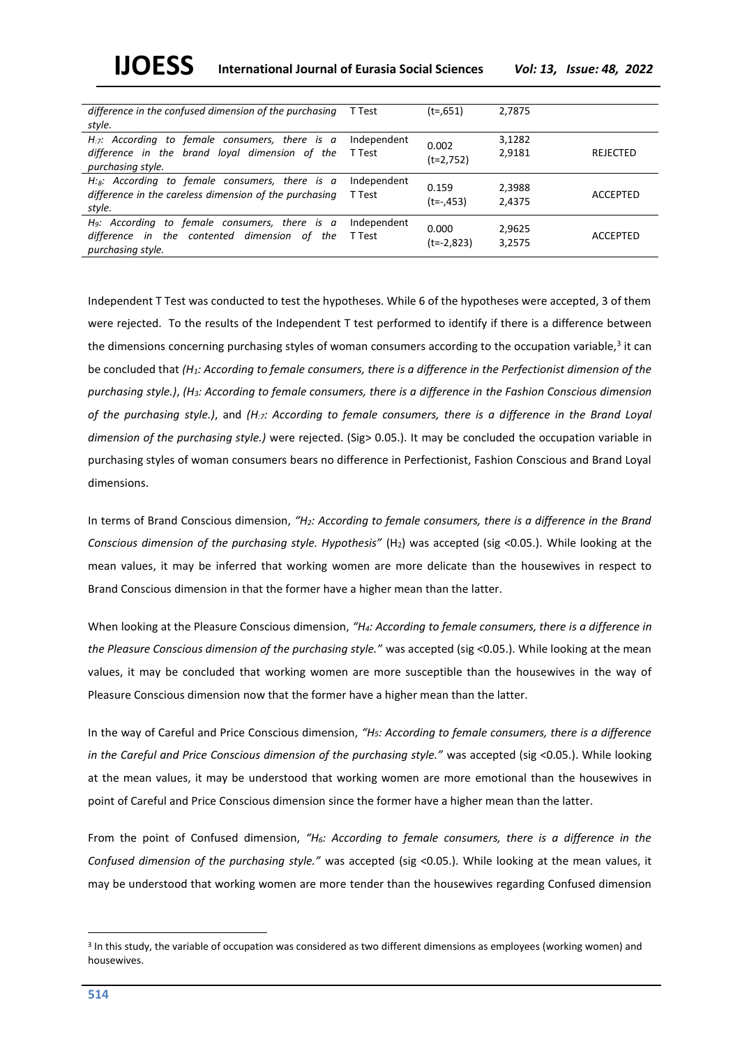| | | | | |
|---|---|---|---|---|
| *difference in the confused dimension of the purchasing style.* | T Test | (t=,651) | 2,7875 | |
| *$H_7$: According to female consumers, there is a difference in the brand loyal dimension of the purchasing style.* | Independent T Test | 0.002 (t=2,752) | 3,1282 2,9181 | REJECTED |
| *$H_8$: According to female consumers, there is a difference in the careless dimension of the purchasing style.* | Independent T Test | 0.159 (t=-,453) | 2,3988 2,4375 | ACCEPTED |
| *$H_9$: According to female consumers, there is a difference in the contented dimension of the purchasing style.* | Independent T Test | 0.000 (t=-2,823) | 2,9625 3,2575 | ACCEPTED |

Independent T Test was conducted to test the hypotheses. While 6 of the hypotheses were accepted, 3 of them were rejected. To the results of the Independent T test performed to identify if there is a difference between the dimensions concerning purchasing styles of woman consumers according to the occupation variable,[3] it can be concluded that *($H_1$: According to female consumers, there is a difference in the Perfectionist dimension of the purchasing style.)*, *($H_3$: According to female consumers, there is a difference in the Fashion Conscious dimension of the purchasing style.)*, and *($H_7$: According to female consumers, there is a difference in the Brand Loyal dimension of the purchasing style.)* were rejected. (Sig> 0.05.). It may be concluded the occupation variable in purchasing styles of woman consumers bears no difference in Perfectionist, Fashion Conscious and Brand Loyal dimensions.

In terms of Brand Conscious dimension, *"$H_2$: According to female consumers, there is a difference in the Brand Conscious dimension of the purchasing style. Hypothesis"* ($H_2$) was accepted (sig <0.05.). While looking at the mean values, it may be inferred that working women are more delicate than the housewives in respect to Brand Conscious dimension in that the former have a higher mean than the latter.

When looking at the Pleasure Conscious dimension, *"$H_4$: According to female consumers, there is a difference in the Pleasure Conscious dimension of the purchasing style."* was accepted (sig <0.05.). While looking at the mean values, it may be concluded that working women are more susceptible than the housewives in the way of Pleasure Conscious dimension now that the former have a higher mean than the latter.

In the way of Careful and Price Conscious dimension, *"$H_5$: According to female consumers, there is a difference in the Careful and Price Conscious dimension of the purchasing style."* was accepted (sig <0.05.). While looking at the mean values, it may be understood that working women are more emotional than the housewives in point of Careful and Price Conscious dimension since the former have a higher mean than the latter.

From the point of Confused dimension, *"$H_6$: According to female consumers, there is a difference in the Confused dimension of the purchasing style."* was accepted (sig <0.05.). While looking at the mean values, it may be understood that working women are more tender than the housewives regarding Confused dimension

[3] In this study, the variable of occupation was considered as two different dimensions as employees (working women) and housewives.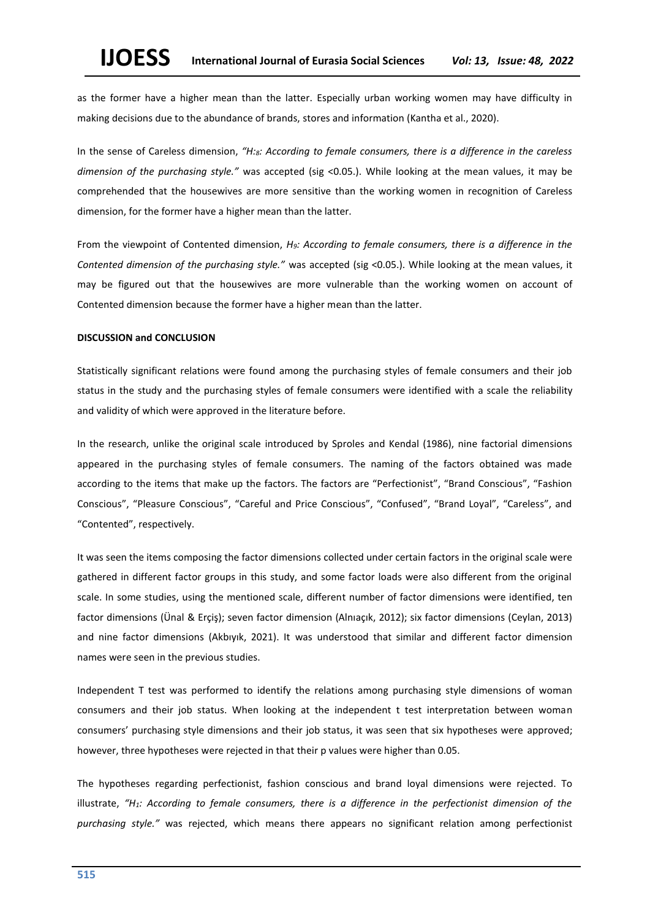as the former have a higher mean than the latter. Especially urban working women may have difficulty in making decisions due to the abundance of brands, stores and information (Kantha et al., 2020).

In the sense of Careless dimension, *"H:8: According to female consumers, there is a difference in the careless dimension of the purchasing style."* was accepted (sig <0.05.). While looking at the mean values, it may be comprehended that the housewives are more sensitive than the working women in recognition of Careless dimension, for the former have a higher mean than the latter.

From the viewpoint of Contented dimension, *H9: According to female consumers, there is a difference in the Contented dimension of the purchasing style."* was accepted (sig <0.05.). While looking at the mean values, it may be figured out that the housewives are more vulnerable than the working women on account of Contented dimension because the former have a higher mean than the latter.

**DISCUSSION and CONCLUSION**

Statistically significant relations were found among the purchasing styles of female consumers and their job status in the study and the purchasing styles of female consumers were identified with a scale the reliability and validity of which were approved in the literature before.

In the research, unlike the original scale introduced by Sproles and Kendal (1986), nine factorial dimensions appeared in the purchasing styles of female consumers. The naming of the factors obtained was made according to the items that make up the factors. The factors are "Perfectionist", "Brand Conscious", "Fashion Conscious", "Pleasure Conscious", "Careful and Price Conscious", "Confused", "Brand Loyal", "Careless", and "Contented", respectively.

It was seen the items composing the factor dimensions collected under certain factors in the original scale were gathered in different factor groups in this study, and some factor loads were also different from the original scale. In some studies, using the mentioned scale, different number of factor dimensions were identified, ten factor dimensions (Ünal & Erçiş); seven factor dimension (Alnıaçık, 2012); six factor dimensions (Ceylan, 2013) and nine factor dimensions (Akbıyık, 2021). It was understood that similar and different factor dimension names were seen in the previous studies.

Independent T test was performed to identify the relations among purchasing style dimensions of woman consumers and their job status. When looking at the independent t test interpretation between woman consumers' purchasing style dimensions and their job status, it was seen that six hypotheses were approved; however, three hypotheses were rejected in that their p values were higher than 0.05.

The hypotheses regarding perfectionist, fashion conscious and brand loyal dimensions were rejected. To illustrate, *"$H_1$: According to female consumers, there is a difference in the perfectionist dimension of the purchasing style."* was rejected, which means there appears no significant relation among perfectionist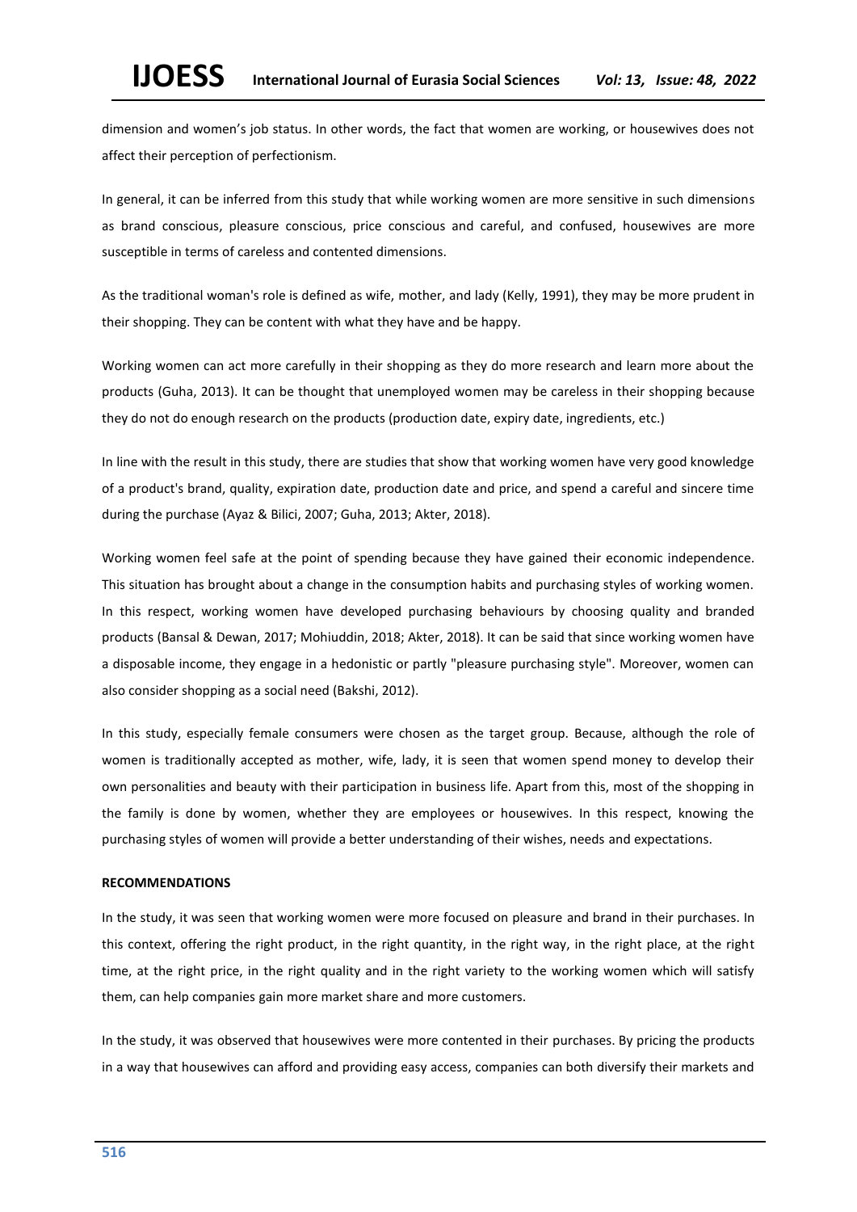dimension and women's job status. In other words, the fact that women are working, or housewives does not affect their perception of perfectionism.

In general, it can be inferred from this study that while working women are more sensitive in such dimensions as brand conscious, pleasure conscious, price conscious and careful, and confused, housewives are more susceptible in terms of careless and contented dimensions.

As the traditional woman's role is defined as wife, mother, and lady (Kelly, 1991), they may be more prudent in their shopping. They can be content with what they have and be happy.

Working women can act more carefully in their shopping as they do more research and learn more about the products (Guha, 2013). It can be thought that unemployed women may be careless in their shopping because they do not do enough research on the products (production date, expiry date, ingredients, etc.)

In line with the result in this study, there are studies that show that working women have very good knowledge of a product's brand, quality, expiration date, production date and price, and spend a careful and sincere time during the purchase (Ayaz & Bilici, 2007; Guha, 2013; Akter, 2018).

Working women feel safe at the point of spending because they have gained their economic independence. This situation has brought about a change in the consumption habits and purchasing styles of working women. In this respect, working women have developed purchasing behaviours by choosing quality and branded products (Bansal & Dewan, 2017; Mohiuddin, 2018; Akter, 2018). It can be said that since working women have a disposable income, they engage in a hedonistic or partly "pleasure purchasing style". Moreover, women can also consider shopping as a social need (Bakshi, 2012).

In this study, especially female consumers were chosen as the target group. Because, although the role of women is traditionally accepted as mother, wife, lady, it is seen that women spend money to develop their own personalities and beauty with their participation in business life. Apart from this, most of the shopping in the family is done by women, whether they are employees or housewives. In this respect, knowing the purchasing styles of women will provide a better understanding of their wishes, needs and expectations.

## RECOMMENDATIONS

In the study, it was seen that working women were more focused on pleasure and brand in their purchases. In this context, offering the right product, in the right quantity, in the right way, in the right place, at the right time, at the right price, in the right quality and in the right variety to the working women which will satisfy them, can help companies gain more market share and more customers.

In the study, it was observed that housewives were more contented in their purchases. By pricing the products in a way that housewives can afford and providing easy access, companies can both diversify their markets and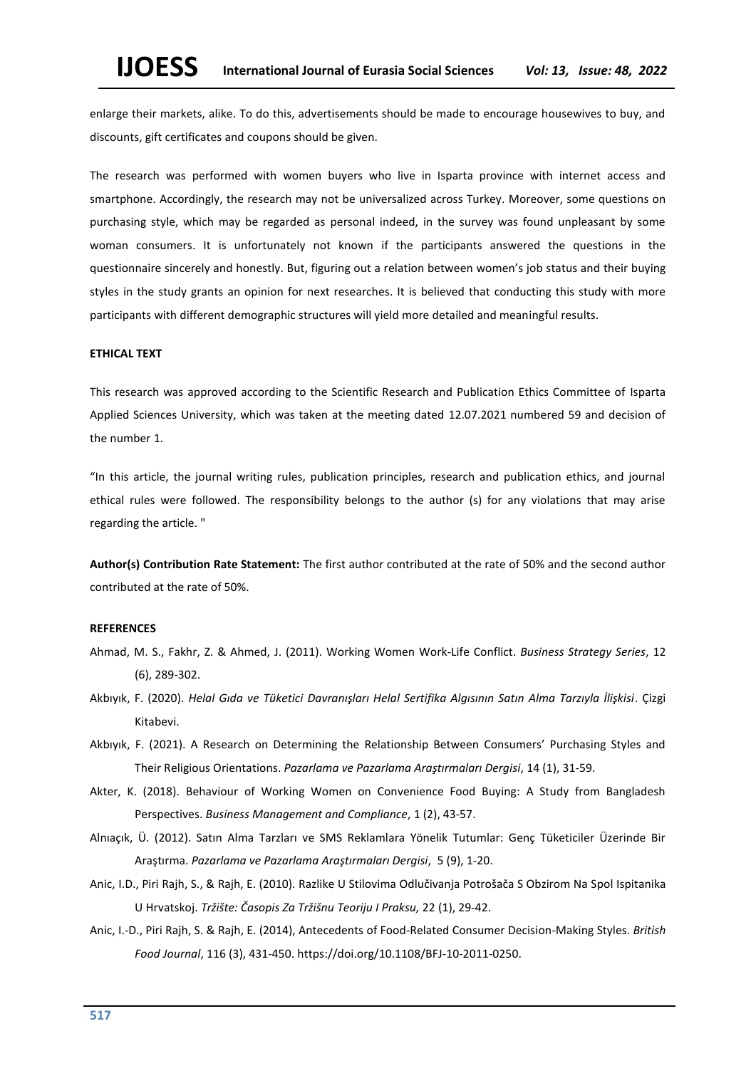enlarge their markets, alike. To do this, advertisements should be made to encourage housewives to buy, and discounts, gift certificates and coupons should be given.

The research was performed with women buyers who live in Isparta province with internet access and smartphone. Accordingly, the research may not be universalized across Turkey. Moreover, some questions on purchasing style, which may be regarded as personal indeed, in the survey was found unpleasant by some woman consumers. It is unfortunately not known if the participants answered the questions in the questionnaire sincerely and honestly. But, figuring out a relation between women's job status and their buying styles in the study grants an opinion for next researches. It is believed that conducting this study with more participants with different demographic structures will yield more detailed and meaningful results.

**ETHICAL TEXT**

This research was approved according to the Scientific Research and Publication Ethics Committee of Isparta Applied Sciences University, which was taken at the meeting dated 12.07.2021 numbered 59 and decision of the number 1.

"In this article, the journal writing rules, publication principles, research and publication ethics, and journal ethical rules were followed. The responsibility belongs to the author (s) for any violations that may arise regarding the article. "

**Author(s) Contribution Rate Statement:** The first author contributed at the rate of 50% and the second author contributed at the rate of 50%.

**REFERENCES**

Ahmad, M. S., Fakhr, Z. & Ahmed, J. (2011). Working Women Work-Life Conflict. *Business Strategy Series*, 12 (6), 289-302.

Akbıyık, F. (2020). *Helal Gıda ve Tüketici Davranışları Helal Sertifika Algısının Satın Alma Tarzıyla İlişkisi*. Çizgi Kitabevi.

Akbıyık, F. (2021). A Research on Determining the Relationship Between Consumers' Purchasing Styles and Their Religious Orientations. *Pazarlama ve Pazarlama Araştırmaları Dergisi*, 14 (1), 31-59.

Akter, K. (2018). Behaviour of Working Women on Convenience Food Buying: A Study from Bangladesh Perspectives. *Business Management and Compliance*, 1 (2), 43-57.

Alnıaçık, Ü. (2012). Satın Alma Tarzları ve SMS Reklamlara Yönelik Tutumlar: Genç Tüketiciler Üzerinde Bir Araştırma. *Pazarlama ve Pazarlama Araştırmaları Dergisi*, 5 (9), 1-20.

Anic, I.D., Piri Rajh, S., & Rajh, E. (2010). Razlike U Stilovima Odlučivanja Potrošača S Obzirom Na Spol Ispitanika U Hrvatskoj. *Tržište: Časopis Za Tržišnu Teoriju I Praksu,* 22 (1), 29-42.

Anic, I.-D., Piri Rajh, S. & Rajh, E. (2014), Antecedents of Food-Related Consumer Decision-Making Styles. *British Food Journal*, 116 (3), 431-450. https://doi.org/10.1108/BFJ-10-2011-0250.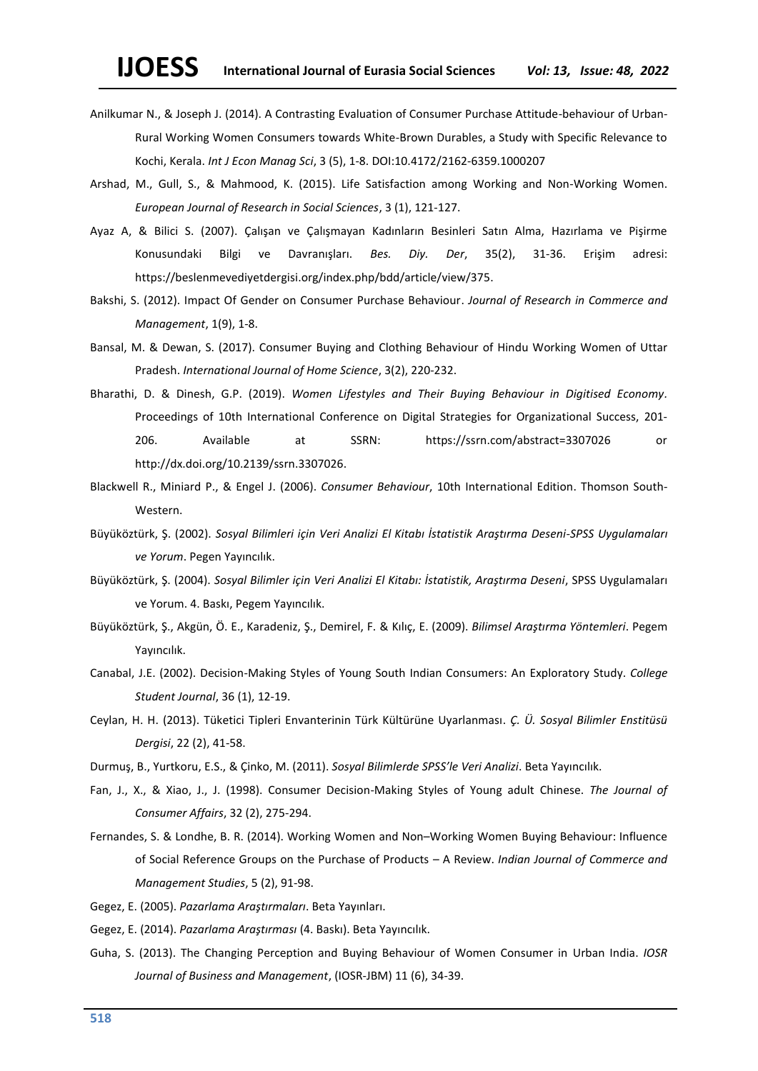Anilkumar N., & Joseph J. (2014). A Contrasting Evaluation of Consumer Purchase Attitude-behaviour of Urban-Rural Working Women Consumers towards White-Brown Durables, a Study with Specific Relevance to Kochi, Kerala. *Int J Econ Manag Sci*, 3 (5), 1-8. DOI:10.4172/2162-6359.1000207

Arshad, M., Gull, S., & Mahmood, K. (2015). Life Satisfaction among Working and Non-Working Women. *European Journal of Research in Social Sciences*, 3 (1), 121-127.

Ayaz A, & Bilici S. (2007). Çalışan ve Çalışmayan Kadınların Besinleri Satın Alma, Hazırlama ve Pişirme Konusundaki Bilgi ve Davranışları. *Bes. Diy. Der*, 35(2), 31-36. Erişim adresi: https://beslenmevediyetdergisi.org/index.php/bdd/article/view/375.

Bakshi, S. (2012). Impact Of Gender on Consumer Purchase Behaviour. *Journal of Research in Commerce and Management*, 1(9), 1-8.

Bansal, M. & Dewan, S. (2017). Consumer Buying and Clothing Behaviour of Hindu Working Women of Uttar Pradesh. *International Journal of Home Science*, 3(2), 220-232.

Bharathi, D. & Dinesh, G.P. (2019). *Women Lifestyles and Their Buying Behaviour in Digitised Economy*. Proceedings of 10th International Conference on Digital Strategies for Organizational Success, 201-206. Available at SSRN: https://ssrn.com/abstract=3307026 or http://dx.doi.org/10.2139/ssrn.3307026.

Blackwell R., Miniard P., & Engel J. (2006). *Consumer Behaviour*, 10th International Edition. Thomson South-Western.

Büyüköztürk, Ş. (2002). *Sosyal Bilimleri için Veri Analizi El Kitabı İstatistik Araştırma Deseni-SPSS Uygulamaları ve Yorum*. Pegen Yayıncılık.

Büyüköztürk, Ş. (2004). *Sosyal Bilimler için Veri Analizi El Kitabı: İstatistik, Araştırma Deseni*, SPSS Uygulamaları ve Yorum. 4. Baskı, Pegem Yayıncılık.

Büyüköztürk, Ş., Akgün, Ö. E., Karadeniz, Ş., Demirel, F. & Kılıç, E. (2009). *Bilimsel Araştırma Yöntemleri*. Pegem Yayıncılık.

Canabal, J.E. (2002). Decision-Making Styles of Young South Indian Consumers: An Exploratory Study. *College Student Journal*, 36 (1), 12-19.

Ceylan, H. H. (2013). Tüketici Tipleri Envanterinin Türk Kültürüne Uyarlanması. *Ç. Ü. Sosyal Bilimler Enstitüsü Dergisi*, 22 (2), 41-58.

Durmuş, B., Yurtkoru, E.S., & Çinko, M. (2011). *Sosyal Bilimlerde SPSS'le Veri Analizi*. Beta Yayıncılık.

Fan, J., X., & Xiao, J., J. (1998). Consumer Decision-Making Styles of Young adult Chinese. *The Journal of Consumer Affairs*, 32 (2), 275-294.

Fernandes, S. & Londhe, B. R. (2014). Working Women and Non–Working Women Buying Behaviour: Influence of Social Reference Groups on the Purchase of Products – A Review. *Indian Journal of Commerce and Management Studies*, 5 (2), 91-98.

Gegez, E. (2005). *Pazarlama Araştırmaları*. Beta Yayınları.

Gegez, E. (2014). *Pazarlama Araştırması* (4. Baskı). Beta Yayıncılık.

Guha, S. (2013). The Changing Perception and Buying Behaviour of Women Consumer in Urban India. *IOSR Journal of Business and Management*, (IOSR-JBM) 11 (6), 34-39.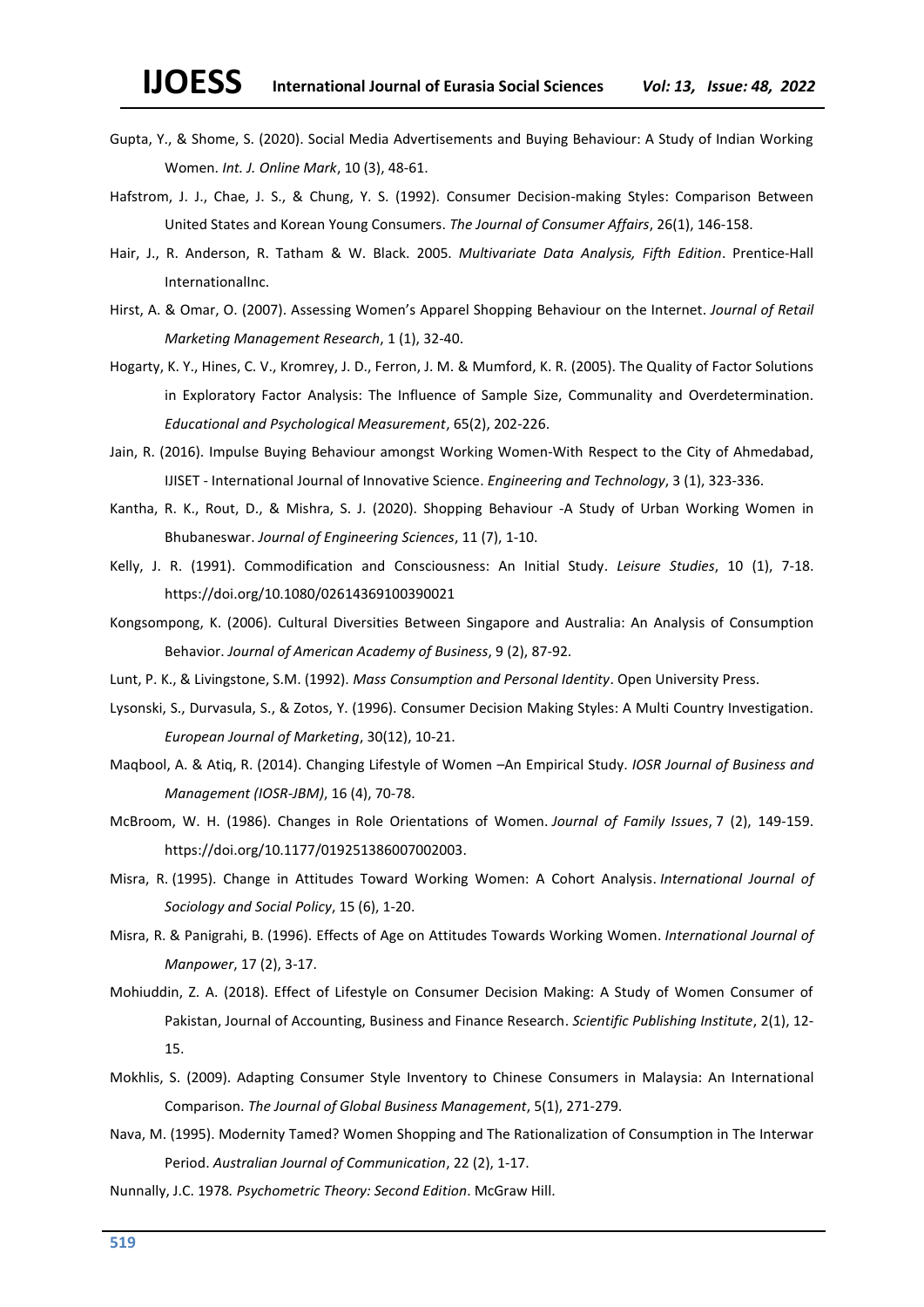Gupta, Y., & Shome, S. (2020). Social Media Advertisements and Buying Behaviour: A Study of Indian Working Women. *Int. J. Online Mark*, 10 (3), 48-61.

Hafstrom, J. J., Chae, J. S., & Chung, Y. S. (1992). Consumer Decision-making Styles: Comparison Between United States and Korean Young Consumers. *The Journal of Consumer Affairs*, 26(1), 146-158.

Hair, J., R. Anderson, R. Tatham & W. Black. 2005. *Multivariate Data Analysis, Fifth Edition*. Prentice-Hall InternationalInc.

Hirst, A. & Omar, O. (2007). Assessing Women's Apparel Shopping Behaviour on the Internet. *Journal of Retail Marketing Management Research*, 1 (1), 32-40.

Hogarty, K. Y., Hines, C. V., Kromrey, J. D., Ferron, J. M. & Mumford, K. R. (2005). The Quality of Factor Solutions in Exploratory Factor Analysis: The Influence of Sample Size, Communality and Overdetermination. *Educational and Psychological Measurement*, 65(2), 202-226.

Jain, R. (2016). Impulse Buying Behaviour amongst Working Women-With Respect to the City of Ahmedabad, IJISET - International Journal of Innovative Science. *Engineering and Technology*, 3 (1), 323-336.

Kantha, R. K., Rout, D., & Mishra, S. J. (2020). Shopping Behaviour -A Study of Urban Working Women in Bhubaneswar. *Journal of Engineering Sciences*, 11 (7), 1-10.

Kelly, J. R. (1991). Commodification and Consciousness: An Initial Study. *Leisure Studies*, 10 (1), 7-18. https://doi.org/10.1080/02614369100390021

Kongsompong, K. (2006). Cultural Diversities Between Singapore and Australia: An Analysis of Consumption Behavior. *Journal of American Academy of Business*, 9 (2), 87-92.

Lunt, P. K., & Livingstone, S.M. (1992). *Mass Consumption and Personal Identity*. Open University Press.

Lysonski, S., Durvasula, S., & Zotos, Y. (1996). Consumer Decision Making Styles: A Multi Country Investigation. *European Journal of Marketing*, 30(12), 10-21.

Maqbool, A. & Atiq, R. (2014). Changing Lifestyle of Women –An Empirical Study. *IOSR Journal of Business and Management (IOSR-JBM)*, 16 (4), 70-78.

McBroom, W. H. (1986). Changes in Role Orientations of Women. *Journal of Family Issues*, 7 (2), 149-159. https://doi.org/10.1177/019251386007002003.

Misra, R. (1995). Change in Attitudes Toward Working Women: A Cohort Analysis. *International Journal of Sociology and Social Policy*, 15 (6), 1-20.

Misra, R. & Panigrahi, B. (1996). Effects of Age on Attitudes Towards Working Women. *International Journal of Manpower*, 17 (2), 3-17.

Mohiuddin, Z. A. (2018). Effect of Lifestyle on Consumer Decision Making: A Study of Women Consumer of Pakistan, Journal of Accounting, Business and Finance Research. *Scientific Publishing Institute*, 2(1), 12-15.

Mokhlis, S. (2009). Adapting Consumer Style Inventory to Chinese Consumers in Malaysia: An International Comparison. *The Journal of Global Business Management*, 5(1), 271-279.

Nava, M. (1995). Modernity Tamed? Women Shopping and The Rationalization of Consumption in The Interwar Period. *Australian Journal of Communication*, 22 (2), 1-17.

Nunnally, J.C. 1978. *Psychometric Theory: Second Edition*. McGraw Hill.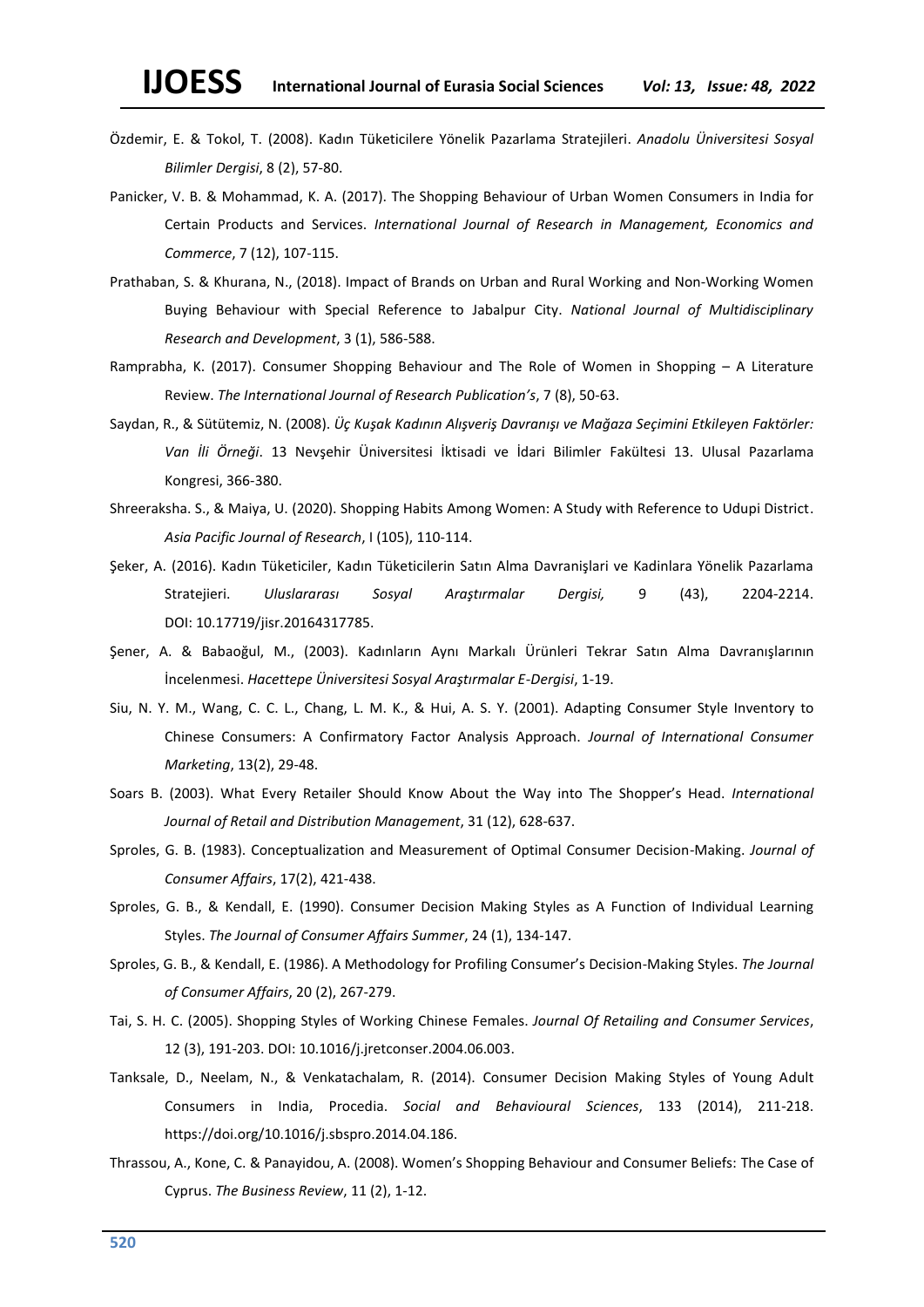Özdemir, E. & Tokol, T. (2008). Kadın Tüketicilere Yönelik Pazarlama Stratejileri. *Anadolu Üniversitesi Sosyal Bilimler Dergisi*, 8 (2), 57-80.

Panicker, V. B. & Mohammad, K. A. (2017). The Shopping Behaviour of Urban Women Consumers in India for Certain Products and Services. *International Journal of Research in Management, Economics and Commerce*, 7 (12), 107-115.

Prathaban, S. & Khurana, N., (2018). Impact of Brands on Urban and Rural Working and Non-Working Women Buying Behaviour with Special Reference to Jabalpur City. *National Journal of Multidisciplinary Research and Development*, 3 (1), 586-588.

Ramprabha, K. (2017). Consumer Shopping Behaviour and The Role of Women in Shopping – A Literature Review. *The International Journal of Research Publication's*, 7 (8), 50-63.

Saydan, R., & Sütütemiz, N. (2008). *Üç Kuşak Kadının Alışveriş Davranışı ve Mağaza Seçimini Etkileyen Faktörler: Van İli Örneği*. 13 Nevşehir Üniversitesi İktisadi ve İdari Bilimler Fakültesi 13. Ulusal Pazarlama Kongresi, 366-380.

Shreeraksha. S., & Maiya, U. (2020). Shopping Habits Among Women: A Study with Reference to Udupi District. *Asia Pacific Journal of Research*, I (105), 110-114.

Şeker, A. (2016). Kadın Tüketiciler, Kadın Tüketicilerin Satın Alma Davranişlari ve Kadinlara Yönelik Pazarlama Stratejieri. *Uluslararası Sosyal Araştırmalar Dergisi,* 9 (43), 2204-2214. DOI: 10.17719/jisr.20164317785.

Şener, A. & Babaoğul, M., (2003). Kadınların Aynı Markalı Ürünleri Tekrar Satın Alma Davranışlarının İncelenmesi. *Hacettepe Üniversitesi Sosyal Araştırmalar E-Dergisi*, 1-19.

Siu, N. Y. M., Wang, C. C. L., Chang, L. M. K., & Hui, A. S. Y. (2001). Adapting Consumer Style Inventory to Chinese Consumers: A Confirmatory Factor Analysis Approach. *Journal of International Consumer Marketing*, 13(2), 29-48.

Soars B. (2003). What Every Retailer Should Know About the Way into The Shopper's Head. *International Journal of Retail and Distribution Management*, 31 (12), 628-637.

Sproles, G. B. (1983). Conceptualization and Measurement of Optimal Consumer Decision-Making. *Journal of Consumer Affairs*, 17(2), 421-438.

Sproles, G. B., & Kendall, E. (1990). Consumer Decision Making Styles as A Function of Individual Learning Styles. *The Journal of Consumer Affairs Summer*, 24 (1), 134-147.

Sproles, G. B., & Kendall, E. (1986). A Methodology for Profiling Consumer's Decision-Making Styles. *The Journal of Consumer Affairs*, 20 (2), 267-279.

Tai, S. H. C. (2005). Shopping Styles of Working Chinese Females. *Journal Of Retailing and Consumer Services*, 12 (3), 191-203. DOI: 10.1016/j.jretconser.2004.06.003.

Tanksale, D., Neelam, N., & Venkatachalam, R. (2014). Consumer Decision Making Styles of Young Adult Consumers in India, Procedia. *Social and Behavioural Sciences*, 133 (2014), 211-218. https://doi.org/10.1016/j.sbspro.2014.04.186.

Thrassou, A., Kone, C. & Panayidou, A. (2008). Women's Shopping Behaviour and Consumer Beliefs: The Case of Cyprus. *The Business Review*, 11 (2), 1-12.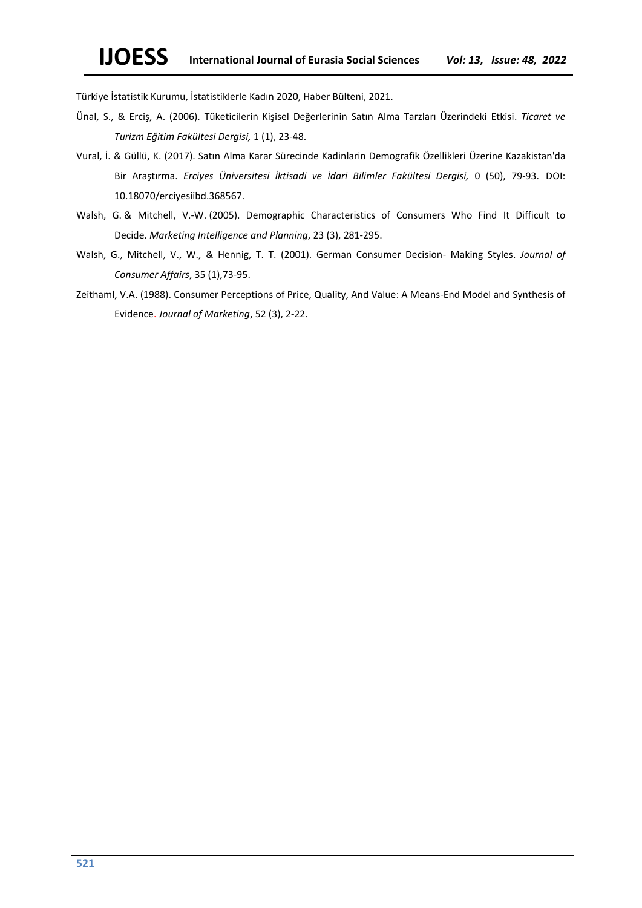Türkiye İstatistik Kurumu, İstatistiklerle Kadın 2020, Haber Bülteni, 2021.

Ünal, S., & Erciş, A. (2006). Tüketicilerin Kişisel Değerlerinin Satın Alma Tarzları Üzerindeki Etkisi. *Ticaret ve Turizm Eğitim Fakültesi Dergisi,* 1 (1), 23-48.

Vural, İ. & Güllü, K. (2017). Satın Alma Karar Sürecinde Kadinlarin Demografik Özellikleri Üzerine Kazakistan'da Bir Araştırma. *Erciyes Üniversitesi İktisadi ve İdari Bilimler Fakültesi Dergisi,* 0 (50), 79-93. DOI: 10.18070/erciyesiibd.368567.

Walsh, G. & Mitchell, V.-W. (2005). Demographic Characteristics of Consumers Who Find It Difficult to Decide. *Marketing Intelligence and Planning*, 23 (3), 281-295.

Walsh, G., Mitchell, V., W., & Hennig, T. T. (2001). German Consumer Decision- Making Styles. *Journal of Consumer Affairs*, 35 (1),73-95.

Zeithaml, V.A. (1988). Consumer Perceptions of Price, Quality, And Value: A Means-End Model and Synthesis of Evidence. *Journal of Marketing*, 52 (3), 2-22.